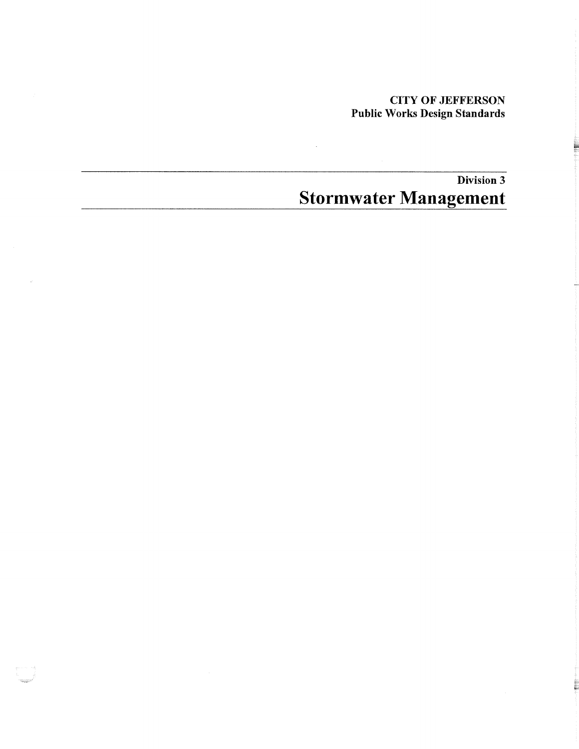**CITY OF JEFFERSON**
**Public Works Design Standards**

---

**Division 3**

# Stormwater Management

---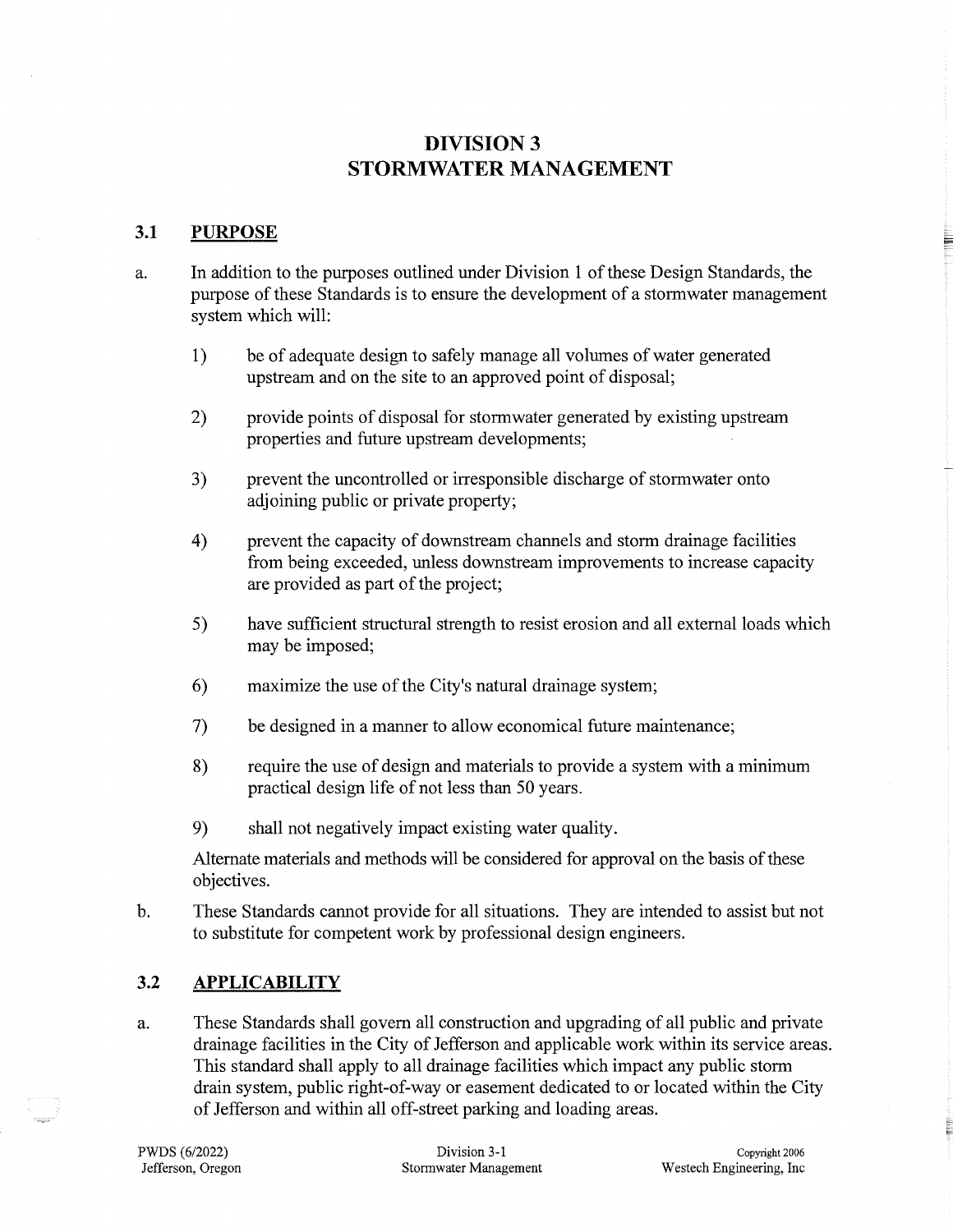# DIVISION 3
# STORMWATER MANAGEMENT

## 3.1 PURPOSE

a. In addition to the purposes outlined under Division 1 of these Design Standards, the purpose of these Standards is to ensure the development of a stormwater management system which will:

   1) be of adequate design to safely manage all volumes of water generated upstream and on the site to an approved point of disposal;

   2) provide points of disposal for stormwater generated by existing upstream properties and future upstream developments;

   3) prevent the uncontrolled or irresponsible discharge of stormwater onto adjoining public or private property;

   4) prevent the capacity of downstream channels and storm drainage facilities from being exceeded, unless downstream improvements to increase capacity are provided as part of the project;

   5) have sufficient structural strength to resist erosion and all external loads which may be imposed;

   6) maximize the use of the City's natural drainage system;

   7) be designed in a manner to allow economical future maintenance;

   8) require the use of design and materials to provide a system with a minimum practical design life of not less than 50 years.

   9) shall not negatively impact existing water quality.

   Alternate materials and methods will be considered for approval on the basis of these objectives.

b. These Standards cannot provide for all situations. They are intended to assist but not to substitute for competent work by professional design engineers.

## 3.2 APPLICABILITY

a. These Standards shall govern all construction and upgrading of all public and private drainage facilities in the City of Jefferson and applicable work within its service areas. This standard shall apply to all drainage facilities which impact any public storm drain system, public right-of-way or easement dedicated to or located within the City of Jefferson and within all off-street parking and loading areas.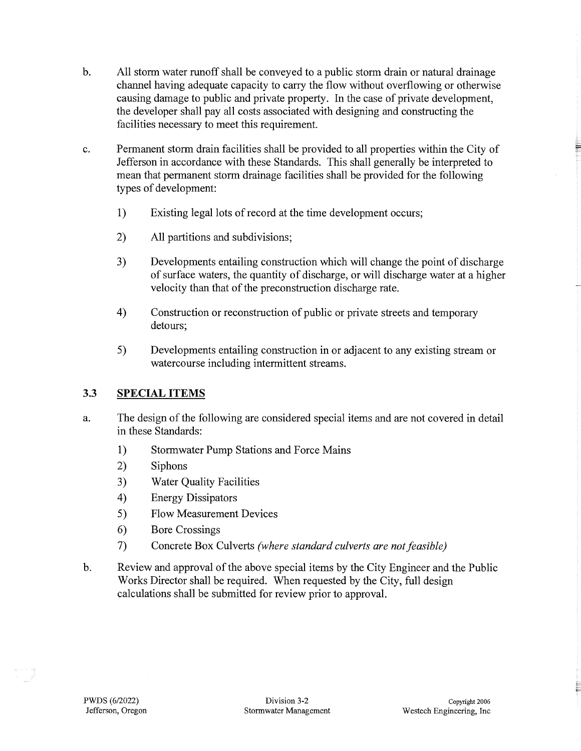b. All storm water runoff shall be conveyed to a public storm drain or natural drainage channel having adequate capacity to carry the flow without overflowing or otherwise causing damage to public and private property. In the case of private development, the developer shall pay all costs associated with designing and constructing the facilities necessary to meet this requirement.

c. Permanent storm drain facilities shall be provided to all properties within the City of Jefferson in accordance with these Standards. This shall generally be interpreted to mean that permanent storm drainage facilities shall be provided for the following types of development:

   1) Existing legal lots of record at the time development occurs;

   2) All partitions and subdivisions;

   3) Developments entailing construction which will change the point of discharge of surface waters, the quantity of discharge, or will discharge water at a higher velocity than that of the preconstruction discharge rate.

   4) Construction or reconstruction of public or private streets and temporary detours;

   5) Developments entailing construction in or adjacent to any existing stream or watercourse including intermittent streams.

## 3.3 SPECIAL ITEMS

a. The design of the following are considered special items and are not covered in detail in these Standards:

   1) Stormwater Pump Stations and Force Mains
   2) Siphons
   3) Water Quality Facilities
   4) Energy Dissipators
   5) Flow Measurement Devices
   6) Bore Crossings
   7) Concrete Box Culverts *(where standard culverts are not feasible)*

b. Review and approval of the above special items by the City Engineer and the Public Works Director shall be required. When requested by the City, full design calculations shall be submitted for review prior to approval.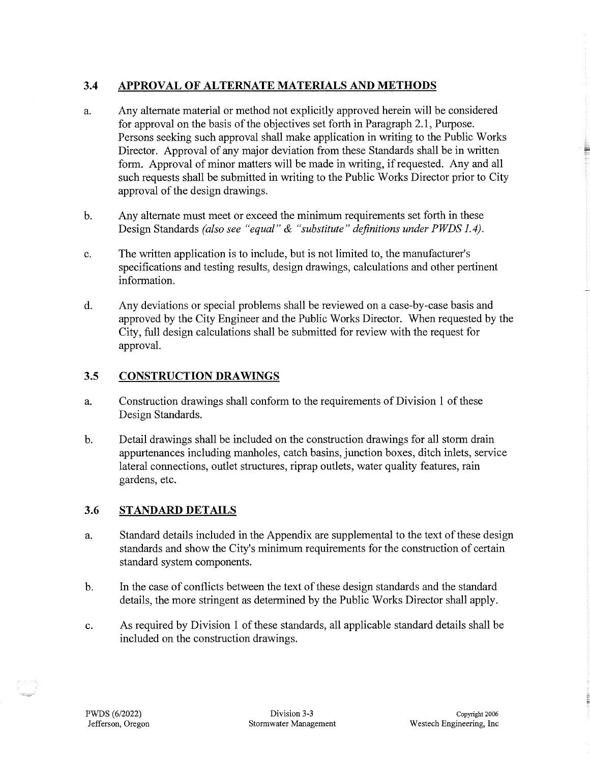## 3.4 APPROVAL OF ALTERNATE MATERIALS AND METHODS

a. Any alternate material or method not explicitly approved herein will be considered for approval on the basis of the objectives set forth in Paragraph 2.1, Purpose. Persons seeking such approval shall make application in writing to the Public Works Director. Approval of any major deviation from these Standards shall be in written form. Approval of minor matters will be made in writing, if requested. Any and all such requests shall be submitted in writing to the Public Works Director prior to City approval of the design drawings.

b. Any alternate must meet or exceed the minimum requirements set forth in these Design Standards *(also see "equal" & "substitute" definitions under PWDS 1.4).*

c. The written application is to include, but is not limited to, the manufacturer's specifications and testing results, design drawings, calculations and other pertinent information.

d. Any deviations or special problems shall be reviewed on a case-by-case basis and approved by the City Engineer and the Public Works Director. When requested by the City, full design calculations shall be submitted for review with the request for approval.

## 3.5 CONSTRUCTION DRAWINGS

a. Construction drawings shall conform to the requirements of Division 1 of these Design Standards.

b. Detail drawings shall be included on the construction drawings for all storm drain appurtenances including manholes, catch basins, junction boxes, ditch inlets, service lateral connections, outlet structures, riprap outlets, water quality features, rain gardens, etc.

## 3.6 STANDARD DETAILS

a. Standard details included in the Appendix are supplemental to the text of these design standards and show the City's minimum requirements for the construction of certain standard system components.

b. In the case of conflicts between the text of these design standards and the standard details, the more stringent as determined by the Public Works Director shall apply.

c. As required by Division 1 of these standards, all applicable standard details shall be included on the construction drawings.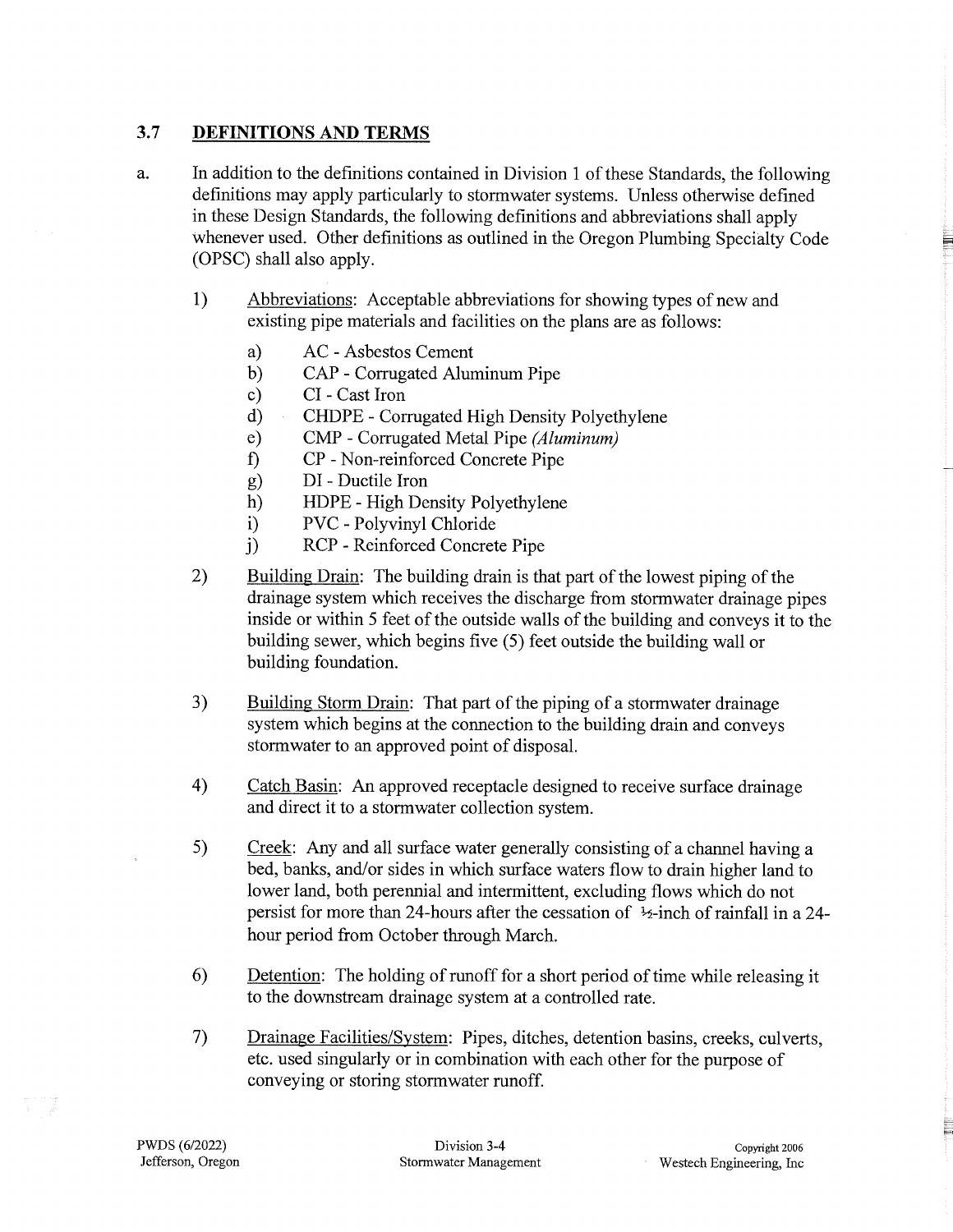## 3.7 DEFINITIONS AND TERMS

a. In addition to the definitions contained in Division 1 of these Standards, the following definitions may apply particularly to stormwater systems. Unless otherwise defined in these Design Standards, the following definitions and abbreviations shall apply whenever used. Other definitions as outlined in the Oregon Plumbing Specialty Code (OPSC) shall also apply.

   1) Abbreviations: Acceptable abbreviations for showing types of new and existing pipe materials and facilities on the plans are as follows:

      a) AC - Asbestos Cement
      b) CAP - Corrugated Aluminum Pipe
      c) CI - Cast Iron
      d) CHDPE - Corrugated High Density Polyethylene
      e) CMP - Corrugated Metal Pipe *(Aluminum)*
      f) CP - Non-reinforced Concrete Pipe
      g) DI - Ductile Iron
      h) HDPE - High Density Polyethylene
      i) PVC - Polyvinyl Chloride
      j) RCP - Reinforced Concrete Pipe

   2) Building Drain: The building drain is that part of the lowest piping of the drainage system which receives the discharge from stormwater drainage pipes inside or within 5 feet of the outside walls of the building and conveys it to the building sewer, which begins five (5) feet outside the building wall or building foundation.

   3) Building Storm Drain: That part of the piping of a stormwater drainage system which begins at the connection to the building drain and conveys stormwater to an approved point of disposal.

   4) Catch Basin: An approved receptacle designed to receive surface drainage and direct it to a stormwater collection system.

   5) Creek: Any and all surface water generally consisting of a channel having a bed, banks, and/or sides in which surface waters flow to drain higher land to lower land, both perennial and intermittent, excluding flows which do not persist for more than 24-hours after the cessation of ½-inch of rainfall in a 24-hour period from October through March.

   6) Detention: The holding of runoff for a short period of time while releasing it to the downstream drainage system at a controlled rate.

   7) Drainage Facilities/System: Pipes, ditches, detention basins, creeks, culverts, etc. used singularly or in combination with each other for the purpose of conveying or storing stormwater runoff.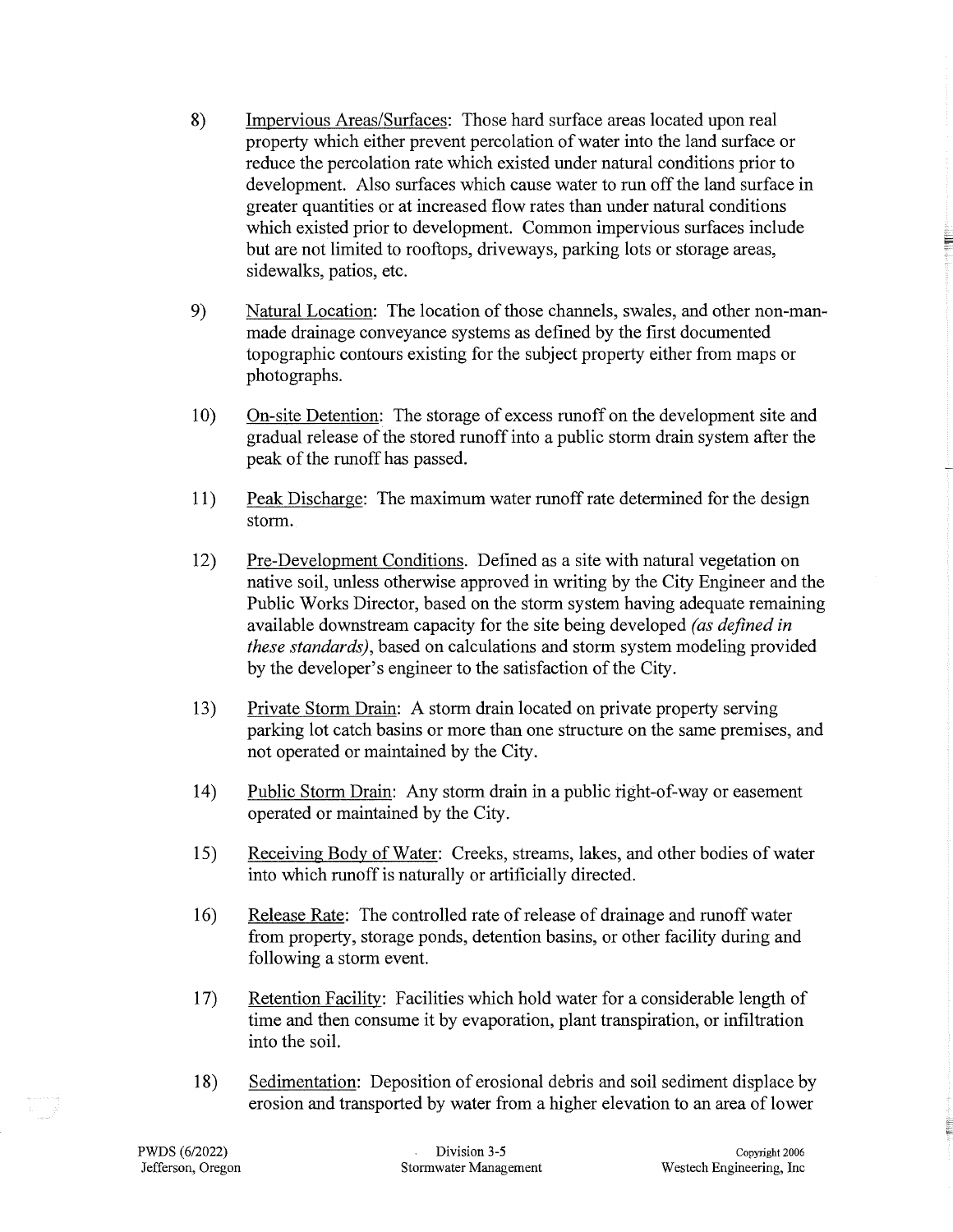8) Impervious Areas/Surfaces: Those hard surface areas located upon real property which either prevent percolation of water into the land surface or reduce the percolation rate which existed under natural conditions prior to development. Also surfaces which cause water to run off the land surface in greater quantities or at increased flow rates than under natural conditions which existed prior to development. Common impervious surfaces include but are not limited to rooftops, driveways, parking lots or storage areas, sidewalks, patios, etc.

9) Natural Location: The location of those channels, swales, and other non-man-made drainage conveyance systems as defined by the first documented topographic contours existing for the subject property either from maps or photographs.

10) On-site Detention: The storage of excess runoff on the development site and gradual release of the stored runoff into a public storm drain system after the peak of the runoff has passed.

11) Peak Discharge: The maximum water runoff rate determined for the design storm.

12) Pre-Development Conditions. Defined as a site with natural vegetation on native soil, unless otherwise approved in writing by the City Engineer and the Public Works Director, based on the storm system having adequate remaining available downstream capacity for the site being developed *(as defined in these standards)*, based on calculations and storm system modeling provided by the developer's engineer to the satisfaction of the City.

13) Private Storm Drain: A storm drain located on private property serving parking lot catch basins or more than one structure on the same premises, and not operated or maintained by the City.

14) Public Storm Drain: Any storm drain in a public right-of-way or easement operated or maintained by the City.

15) Receiving Body of Water: Creeks, streams, lakes, and other bodies of water into which runoff is naturally or artificially directed.

16) Release Rate: The controlled rate of release of drainage and runoff water from property, storage ponds, detention basins, or other facility during and following a storm event.

17) Retention Facility: Facilities which hold water for a considerable length of time and then consume it by evaporation, plant transpiration, or infiltration into the soil.

18) Sedimentation: Deposition of erosional debris and soil sediment displace by erosion and transported by water from a higher elevation to an area of lower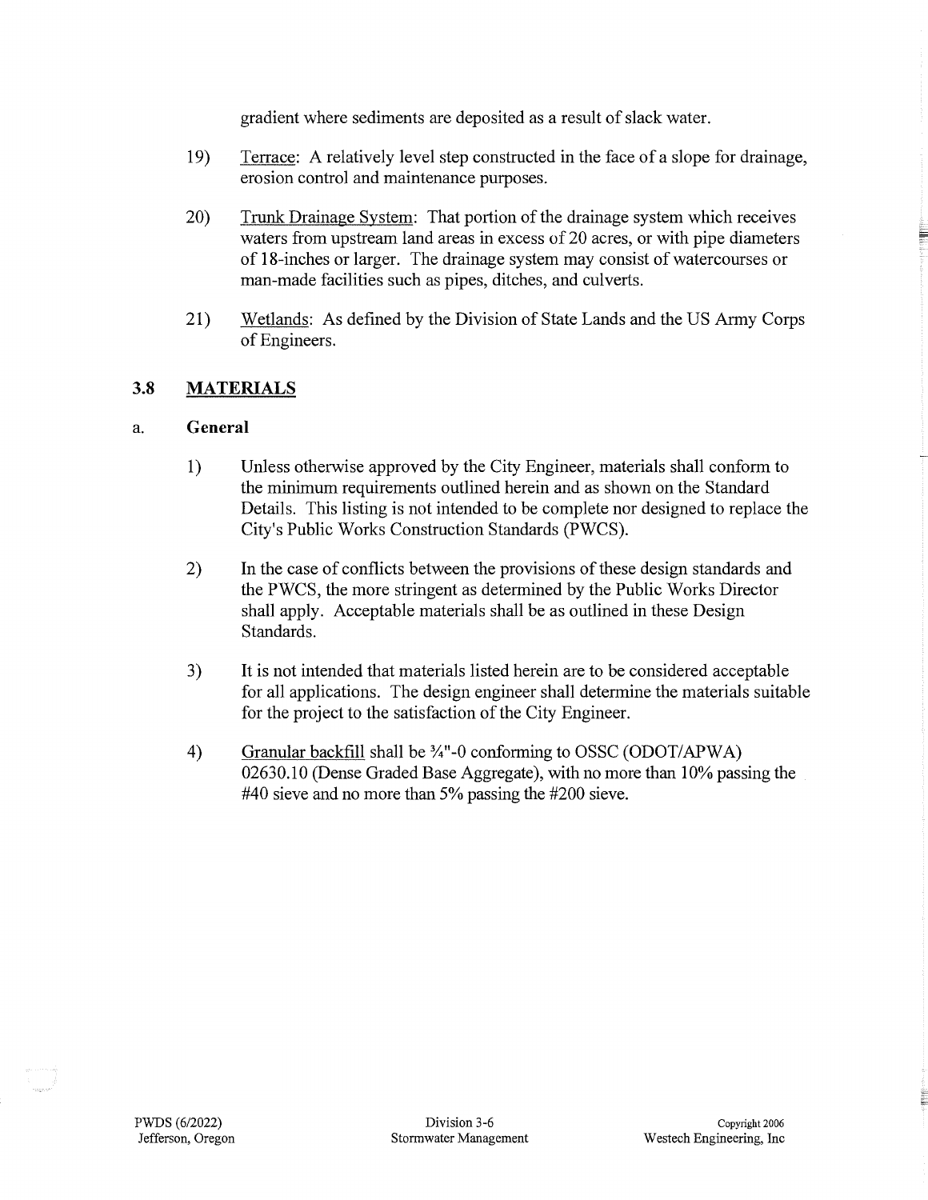gradient where sediments are deposited as a result of slack water.

19) Terrace: A relatively level step constructed in the face of a slope for drainage, erosion control and maintenance purposes.

20) Trunk Drainage System: That portion of the drainage system which receives waters from upstream land areas in excess of 20 acres, or with pipe diameters of 18-inches or larger. The drainage system may consist of watercourses or man-made facilities such as pipes, ditches, and culverts.

21) Wetlands: As defined by the Division of State Lands and the US Army Corps of Engineers.

## 3.8 MATERIALS

### a. General

1) Unless otherwise approved by the City Engineer, materials shall conform to the minimum requirements outlined herein and as shown on the Standard Details. This listing is not intended to be complete nor designed to replace the City's Public Works Construction Standards (PWCS).

2) In the case of conflicts between the provisions of these design standards and the PWCS, the more stringent as determined by the Public Works Director shall apply. Acceptable materials shall be as outlined in these Design Standards.

3) It is not intended that materials listed herein are to be considered acceptable for all applications. The design engineer shall determine the materials suitable for the project to the satisfaction of the City Engineer.

4) Granular backfill shall be ¾"-0 conforming to OSSC (ODOT/APWA) 02630.10 (Dense Graded Base Aggregate), with no more than 10% passing the #40 sieve and no more than 5% passing the #200 sieve.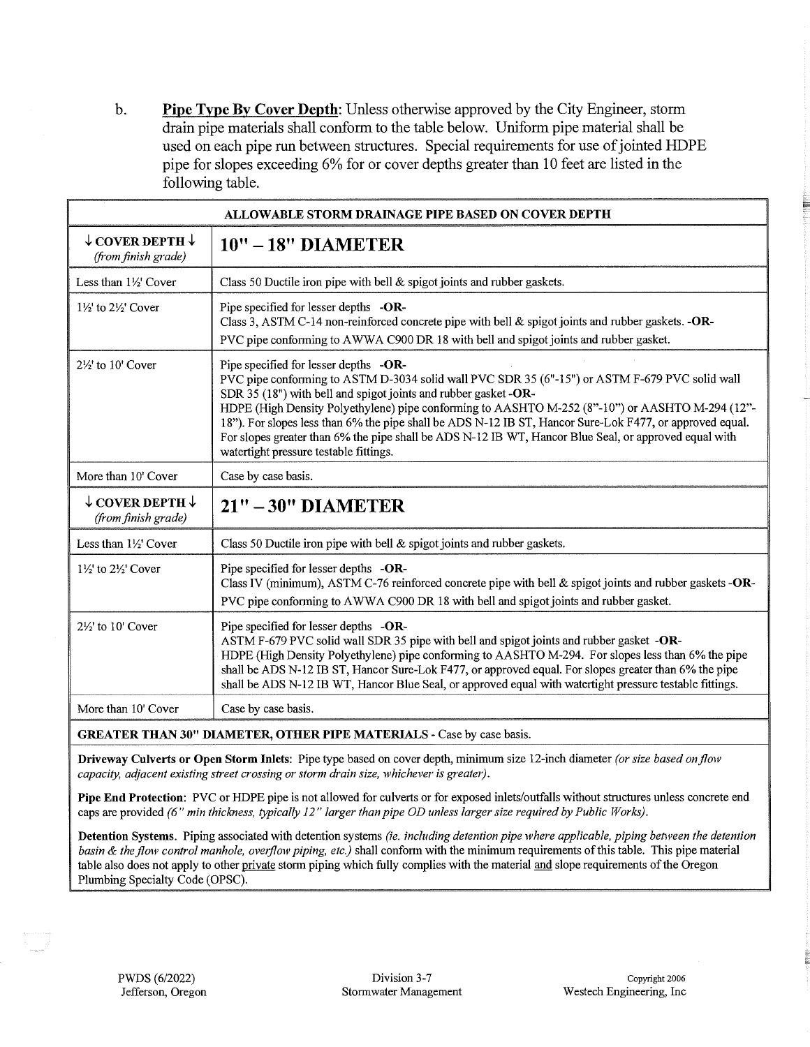b. **Pipe Type By Cover Depth**: Unless otherwise approved by the City Engineer, storm drain pipe materials shall conform to the table below. Uniform pipe material shall be used on each pipe run between structures. Special requirements for use of jointed HDPE pipe for slopes exceeding 6% for or cover depths greater than 10 feet are listed in the following table.

| **ALLOWABLE STORM DRAINAGE PIPE BASED ON COVER DEPTH** | |
|---|---|
| **↓ COVER DEPTH ↓** *(from finish grade)* | **10" – 18" DIAMETER** |
| Less than 1½' Cover | Class 50 Ductile iron pipe with bell & spigot joints and rubber gaskets. |
| 1½' to 2½' Cover | Pipe specified for lesser depths **-OR-** Class 3, ASTM C-14 non-reinforced concrete pipe with bell & spigot joints and rubber gaskets. **-OR-** PVC pipe conforming to AWWA C900 DR 18 with bell and spigot joints and rubber gasket. |
| 2½' to 10' Cover | Pipe specified for lesser depths **-OR-** PVC pipe conforming to ASTM D-3034 solid wall PVC SDR 35 (6"-15") or ASTM F-679 PVC solid wall SDR 35 (18") with bell and spigot joints and rubber gasket **-OR-** HDPE (High Density Polyethylene) pipe conforming to AASHTO M-252 (8"-10") or AASHTO M-294 (12"-18"). For slopes less than 6% the pipe shall be ADS N-12 IB ST, Hancor Sure-Lok F477, or approved equal. For slopes greater than 6% the pipe shall be ADS N-12 IB WT, Hancor Blue Seal, or approved equal with watertight pressure testable fittings. |
| More than 10' Cover | Case by case basis. |
| **↓ COVER DEPTH ↓** *(from finish grade)* | **21" – 30" DIAMETER** |
| Less than 1½' Cover | Class 50 Ductile iron pipe with bell & spigot joints and rubber gaskets. |
| 1½' to 2½' Cover | Pipe specified for lesser depths **-OR-** Class IV (minimum), ASTM C-76 reinforced concrete pipe with bell & spigot joints and rubber gaskets **-OR-** PVC pipe conforming to AWWA C900 DR 18 with bell and spigot joints and rubber gasket. |
| 2½' to 10' Cover | Pipe specified for lesser depths **-OR-** ASTM F-679 PVC solid wall SDR 35 pipe with bell and spigot joints and rubber gasket **-OR-** HDPE (High Density Polyethylene) pipe conforming to AASHTO M-294. For slopes less than 6% the pipe shall be ADS N-12 IB ST, Hancor Sure-Lok F477, or approved equal. For slopes greater than 6% the pipe shall be ADS N-12 IB WT, Hancor Blue Seal, or approved equal with watertight pressure testable fittings. |
| More than 10' Cover | Case by case basis. |
| **GREATER THAN 30" DIAMETER, OTHER PIPE MATERIALS** - Case by case basis. | |
| **Driveway Culverts or Open Storm Inlets**: Pipe type based on cover depth, minimum size 12-inch diameter *(or size based on flow capacity, adjacent existing street crossing or storm drain size, whichever is greater)*. | |
| **Pipe End Protection**: PVC or HDPE pipe is not allowed for culverts or for exposed inlets/outfalls without structures unless concrete end caps are provided *(6" min thickness, typically 12" larger than pipe OD unless larger size required by Public Works)*. | |
| **Detention Systems**. Piping associated with detention systems *(ie. including detention pipe where applicable, piping between the detention basin & the flow control manhole, overflow piping, etc.)* shall conform with the minimum requirements of this table. This pipe material table also does not apply to other private storm piping which fully complies with the material and slope requirements of the Oregon Plumbing Specialty Code (OPSC). | |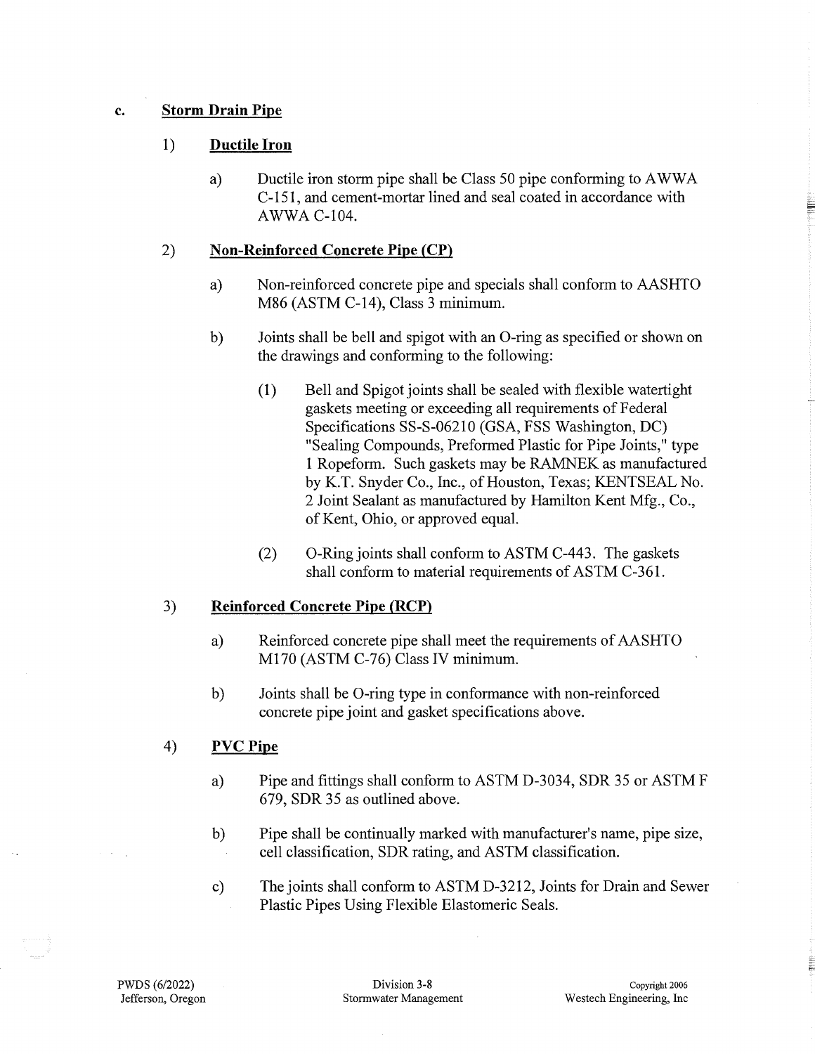c. **Storm Drain Pipe**

1) **Ductile Iron**

a) Ductile iron storm pipe shall be Class 50 pipe conforming to AWWA C-151, and cement-mortar lined and seal coated in accordance with AWWA C-104.

2) **Non-Reinforced Concrete Pipe (CP)**

a) Non-reinforced concrete pipe and specials shall conform to AASHTO M86 (ASTM C-14), Class 3 minimum.

b) Joints shall be bell and spigot with an O-ring as specified or shown on the drawings and conforming to the following:

(1) Bell and Spigot joints shall be sealed with flexible watertight gaskets meeting or exceeding all requirements of Federal Specifications SS-S-06210 (GSA, FSS Washington, DC) "Sealing Compounds, Preformed Plastic for Pipe Joints," type 1 Ropeform. Such gaskets may be RAMNEK as manufactured by K.T. Snyder Co., Inc., of Houston, Texas; KENTSEAL No. 2 Joint Sealant as manufactured by Hamilton Kent Mfg., Co., of Kent, Ohio, or approved equal.

(2) O-Ring joints shall conform to ASTM C-443. The gaskets shall conform to material requirements of ASTM C-361.

3) **Reinforced Concrete Pipe (RCP)**

a) Reinforced concrete pipe shall meet the requirements of AASHTO M170 (ASTM C-76) Class IV minimum.

b) Joints shall be O-ring type in conformance with non-reinforced concrete pipe joint and gasket specifications above.

4) **PVC Pipe**

a) Pipe and fittings shall conform to ASTM D-3034, SDR 35 or ASTM F 679, SDR 35 as outlined above.

b) Pipe shall be continually marked with manufacturer's name, pipe size, cell classification, SDR rating, and ASTM classification.

c) The joints shall conform to ASTM D-3212, Joints for Drain and Sewer Plastic Pipes Using Flexible Elastomeric Seals.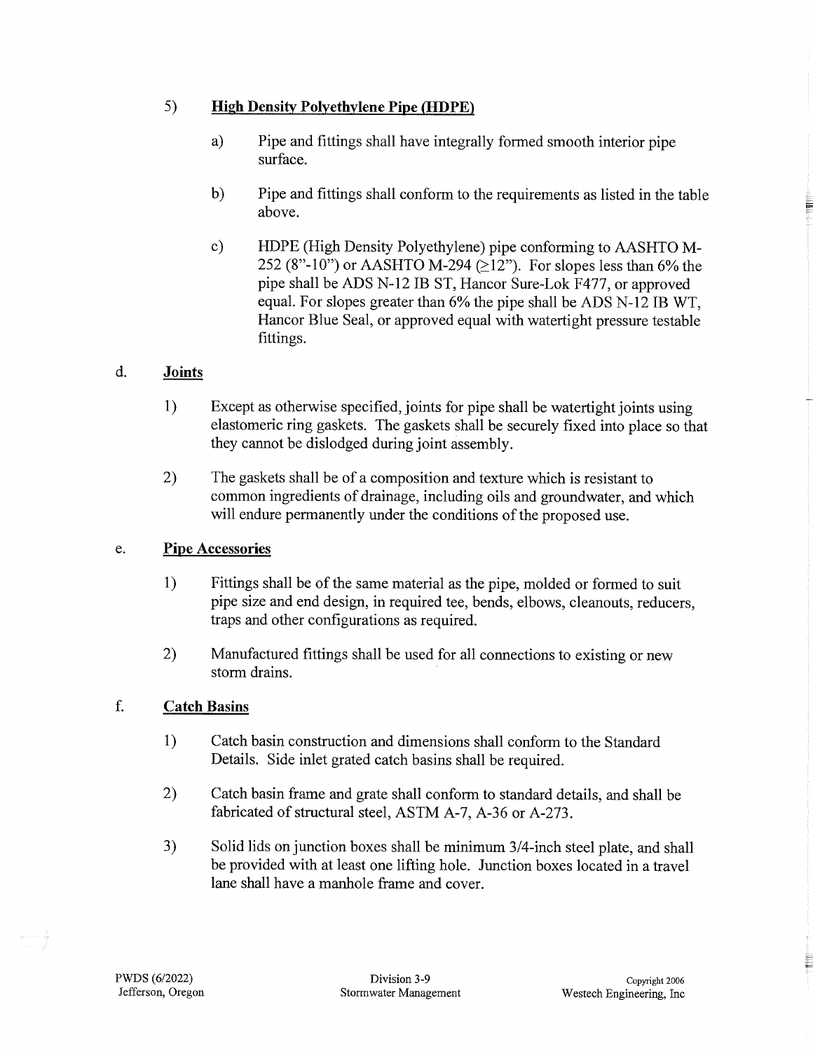5) **High Density Polyethylene Pipe (HDPE)**

   a) Pipe and fittings shall have integrally formed smooth interior pipe surface.

   b) Pipe and fittings shall conform to the requirements as listed in the table above.

   c) HDPE (High Density Polyethylene) pipe conforming to AASHTO M-252 (8"-10") or AASHTO M-294 (≥12"). For slopes less than 6% the pipe shall be ADS N-12 IB ST, Hancor Sure-Lok F477, or approved equal. For slopes greater than 6% the pipe shall be ADS N-12 IB WT, Hancor Blue Seal, or approved equal with watertight pressure testable fittings.

d. **Joints**

   1) Except as otherwise specified, joints for pipe shall be watertight joints using elastomeric ring gaskets. The gaskets shall be securely fixed into place so that they cannot be dislodged during joint assembly.

   2) The gaskets shall be of a composition and texture which is resistant to common ingredients of drainage, including oils and groundwater, and which will endure permanently under the conditions of the proposed use.

e. **Pipe Accessories**

   1) Fittings shall be of the same material as the pipe, molded or formed to suit pipe size and end design, in required tee, bends, elbows, cleanouts, reducers, traps and other configurations as required.

   2) Manufactured fittings shall be used for all connections to existing or new storm drains.

f. **Catch Basins**

   1) Catch basin construction and dimensions shall conform to the Standard Details. Side inlet grated catch basins shall be required.

   2) Catch basin frame and grate shall conform to standard details, and shall be fabricated of structural steel, ASTM A-7, A-36 or A-273.

   3) Solid lids on junction boxes shall be minimum 3/4-inch steel plate, and shall be provided with at least one lifting hole. Junction boxes located in a travel lane shall have a manhole frame and cover.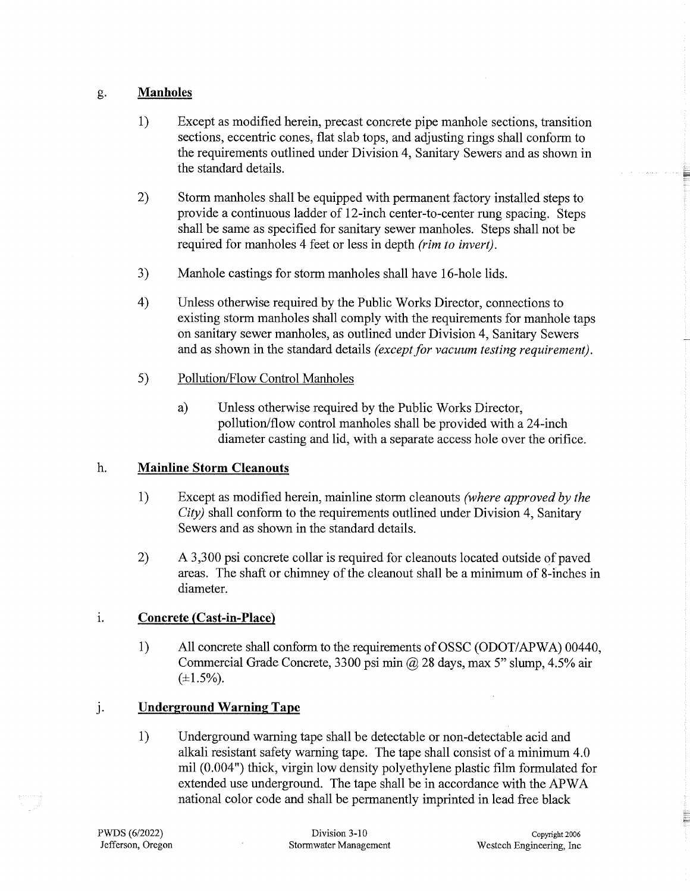g. **Manholes**

1) Except as modified herein, precast concrete pipe manhole sections, transition sections, eccentric cones, flat slab tops, and adjusting rings shall conform to the requirements outlined under Division 4, Sanitary Sewers and as shown in the standard details.

2) Storm manholes shall be equipped with permanent factory installed steps to provide a continuous ladder of 12-inch center-to-center rung spacing. Steps shall be same as specified for sanitary sewer manholes. Steps shall not be required for manholes 4 feet or less in depth *(rim to invert)*.

3) Manhole castings for storm manholes shall have 16-hole lids.

4) Unless otherwise required by the Public Works Director, connections to existing storm manholes shall comply with the requirements for manhole taps on sanitary sewer manholes, as outlined under Division 4, Sanitary Sewers and as shown in the standard details *(except for vacuum testing requirement)*.

5) Pollution/Flow Control Manholes

   a) Unless otherwise required by the Public Works Director, pollution/flow control manholes shall be provided with a 24-inch diameter casting and lid, with a separate access hole over the orifice.

h. **Mainline Storm Cleanouts**

1) Except as modified herein, mainline storm cleanouts *(where approved by the City)* shall conform to the requirements outlined under Division 4, Sanitary Sewers and as shown in the standard details.

2) A 3,300 psi concrete collar is required for cleanouts located outside of paved areas. The shaft or chimney of the cleanout shall be a minimum of 8-inches in diameter.

i. **Concrete (Cast-in-Place)**

1) All concrete shall conform to the requirements of OSSC (ODOT/APWA) 00440, Commercial Grade Concrete, 3300 psi min @ 28 days, max 5" slump, 4.5% air (±1.5%).

j. **Underground Warning Tape**

1) Underground warning tape shall be detectable or non-detectable acid and alkali resistant safety warning tape. The tape shall consist of a minimum 4.0 mil (0.004") thick, virgin low density polyethylene plastic film formulated for extended use underground. The tape shall be in accordance with the APWA national color code and shall be permanently imprinted in lead free black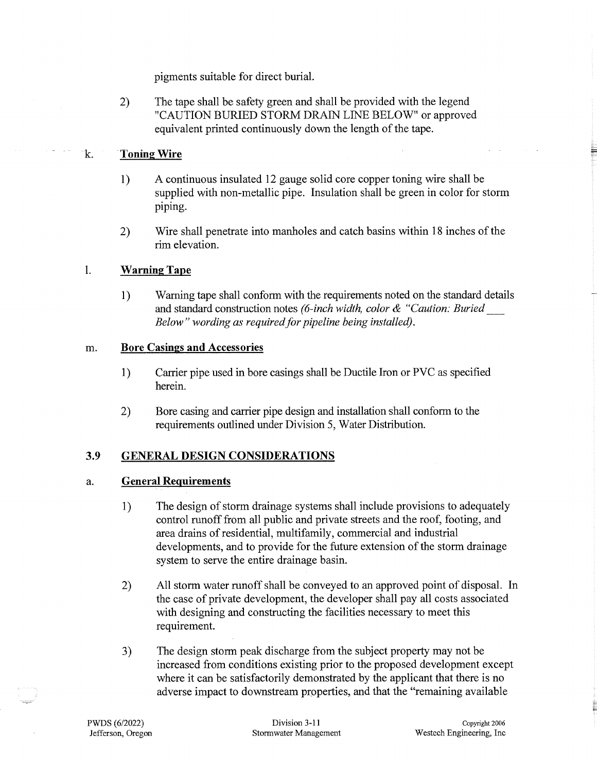pigments suitable for direct burial.

2) The tape shall be safety green and shall be provided with the legend "CAUTION BURIED STORM DRAIN LINE BELOW" or approved equivalent printed continuously down the length of the tape.

k. **Toning Wire**

1) A continuous insulated 12 gauge solid core copper toning wire shall be supplied with non-metallic pipe. Insulation shall be green in color for storm piping.

2) Wire shall penetrate into manholes and catch basins within 18 inches of the rim elevation.

l. **Warning Tape**

1) Warning tape shall conform with the requirements noted on the standard details and standard construction notes *(6-inch width, color & "Caution: Buried ___ Below" wording as required for pipeline being installed).*

m. **Bore Casings and Accessories**

1) Carrier pipe used in bore casings shall be Ductile Iron or PVC as specified herein.

2) Bore casing and carrier pipe design and installation shall conform to the requirements outlined under Division 5, Water Distribution.

## 3.9 GENERAL DESIGN CONSIDERATIONS

a. **General Requirements**

1) The design of storm drainage systems shall include provisions to adequately control runoff from all public and private streets and the roof, footing, and area drains of residential, multifamily, commercial and industrial developments, and to provide for the future extension of the storm drainage system to serve the entire drainage basin.

2) All storm water runoff shall be conveyed to an approved point of disposal. In the case of private development, the developer shall pay all costs associated with designing and constructing the facilities necessary to meet this requirement.

3) The design storm peak discharge from the subject property may not be increased from conditions existing prior to the proposed development except where it can be satisfactorily demonstrated by the applicant that there is no adverse impact to downstream properties, and that the "remaining available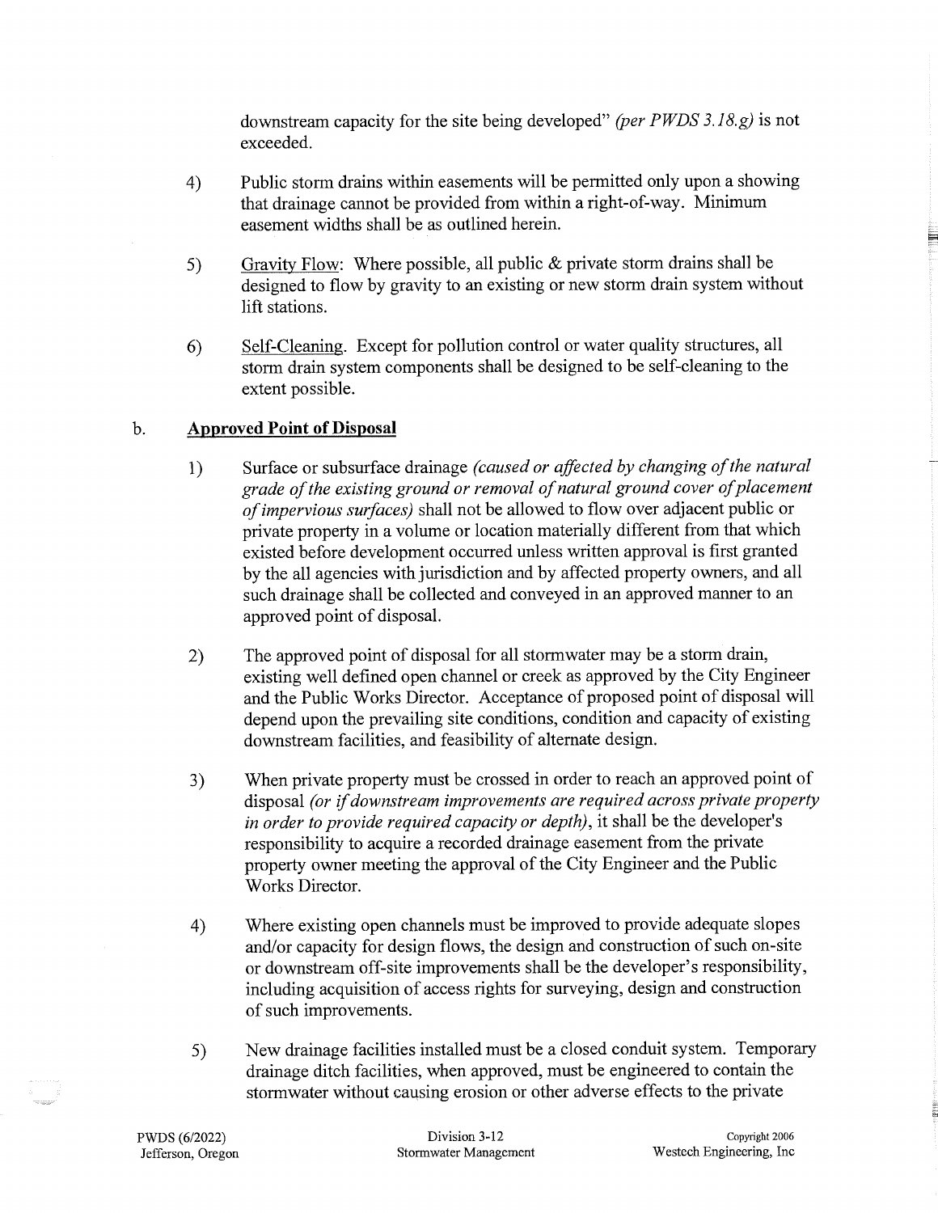downstream capacity for the site being developed" *(per PWDS 3.18.g)* is not exceeded.

4) Public storm drains within easements will be permitted only upon a showing that drainage cannot be provided from within a right-of-way. Minimum easement widths shall be as outlined herein.

5) Gravity Flow: Where possible, all public & private storm drains shall be designed to flow by gravity to an existing or new storm drain system without lift stations.

6) Self-Cleaning. Except for pollution control or water quality structures, all storm drain system components shall be designed to be self-cleaning to the extent possible.

b. **Approved Point of Disposal**

1) Surface or subsurface drainage *(caused or affected by changing of the natural grade of the existing ground or removal of natural ground cover of placement of impervious surfaces)* shall not be allowed to flow over adjacent public or private property in a volume or location materially different from that which existed before development occurred unless written approval is first granted by the all agencies with jurisdiction and by affected property owners, and all such drainage shall be collected and conveyed in an approved manner to an approved point of disposal.

2) The approved point of disposal for all stormwater may be a storm drain, existing well defined open channel or creek as approved by the City Engineer and the Public Works Director. Acceptance of proposed point of disposal will depend upon the prevailing site conditions, condition and capacity of existing downstream facilities, and feasibility of alternate design.

3) When private property must be crossed in order to reach an approved point of disposal *(or if downstream improvements are required across private property in order to provide required capacity or depth)*, it shall be the developer's responsibility to acquire a recorded drainage easement from the private property owner meeting the approval of the City Engineer and the Public Works Director.

4) Where existing open channels must be improved to provide adequate slopes and/or capacity for design flows, the design and construction of such on-site or downstream off-site improvements shall be the developer's responsibility, including acquisition of access rights for surveying, design and construction of such improvements.

5) New drainage facilities installed must be a closed conduit system. Temporary drainage ditch facilities, when approved, must be engineered to contain the stormwater without causing erosion or other adverse effects to the private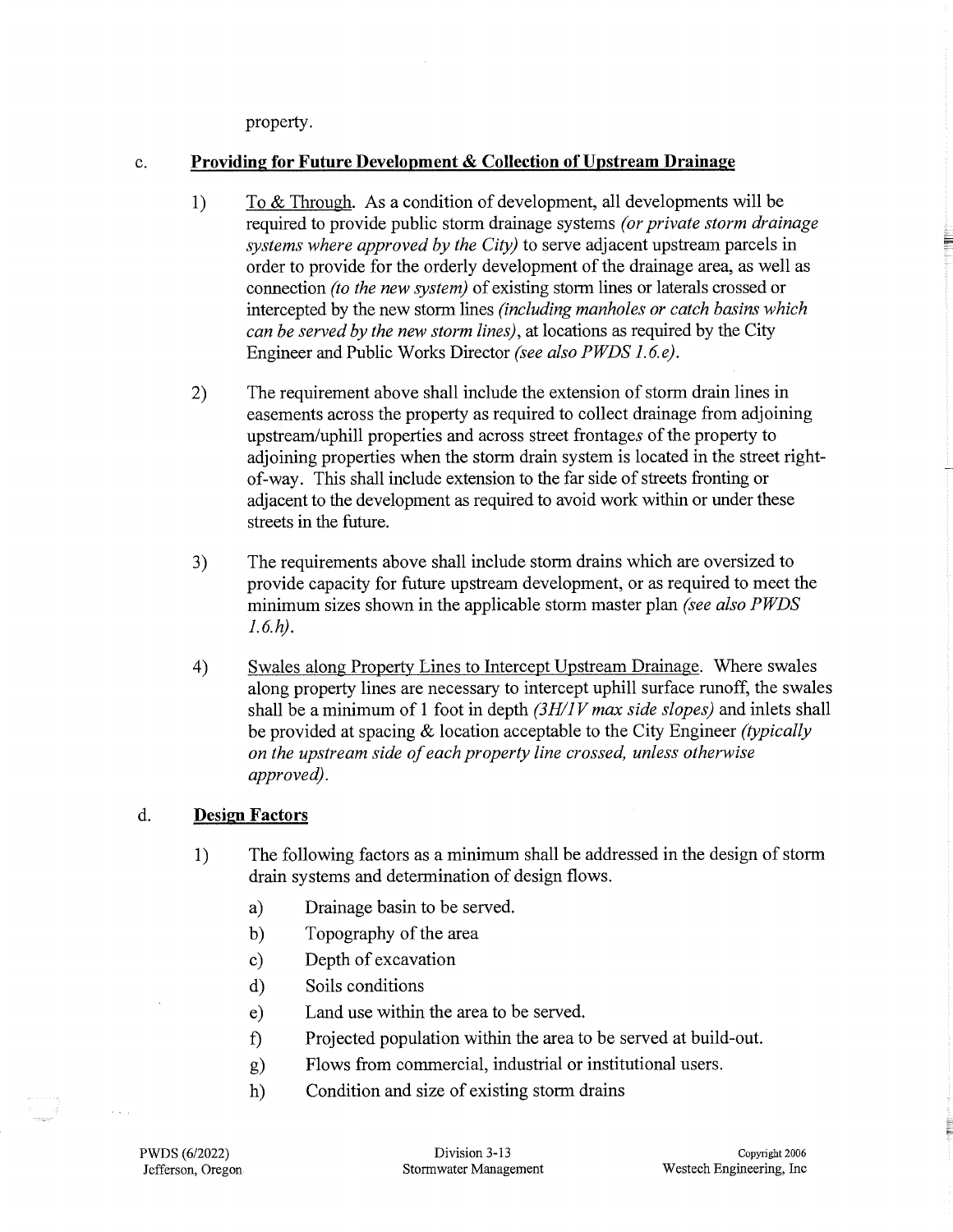property.

c. **<u>Providing for Future Development & Collection of Upstream Drainage</u>**

1) <u>To & Through</u>. As a condition of development, all developments will be required to provide public storm drainage systems *(or private storm drainage systems where approved by the City)* to serve adjacent upstream parcels in order to provide for the orderly development of the drainage area, as well as connection *(to the new system)* of existing storm lines or laterals crossed or intercepted by the new storm lines *(including manholes or catch basins which can be served by the new storm lines)*, at locations as required by the City Engineer and Public Works Director *(see also PWDS 1.6.e)*.

2) The requirement above shall include the extension of storm drain lines in easements across the property as required to collect drainage from adjoining upstream/uphill properties and across street frontage*s* of the property to adjoining properties when the storm drain system is located in the street right-of-way. This shall include extension to the far side of streets fronting or adjacent to the development as required to avoid work within or under these streets in the future.

3) The requirements above shall include storm drains which are oversized to provide capacity for future upstream development, or as required to meet the minimum sizes shown in the applicable storm master plan *(see also PWDS 1.6.h)*.

4) <u>Swales along Property Lines to Intercept Upstream Drainage</u>. Where swales along property lines are necessary to intercept uphill surface runoff, the swales shall be a minimum of 1 foot in depth *(3H/1V max side slopes)* and inlets shall be provided at spacing & location acceptable to the City Engineer *(typically on the upstream side of each property line crossed, unless otherwise approved)*.

d. **<u>Design Factors</u>**

1) The following factors as a minimum shall be addressed in the design of storm drain systems and determination of design flows.

   a) Drainage basin to be served.
   b) Topography of the area
   c) Depth of excavation
   d) Soils conditions
   e) Land use within the area to be served.
   f) Projected population within the area to be served at build-out.
   g) Flows from commercial, industrial or institutional users.
   h) Condition and size of existing storm drains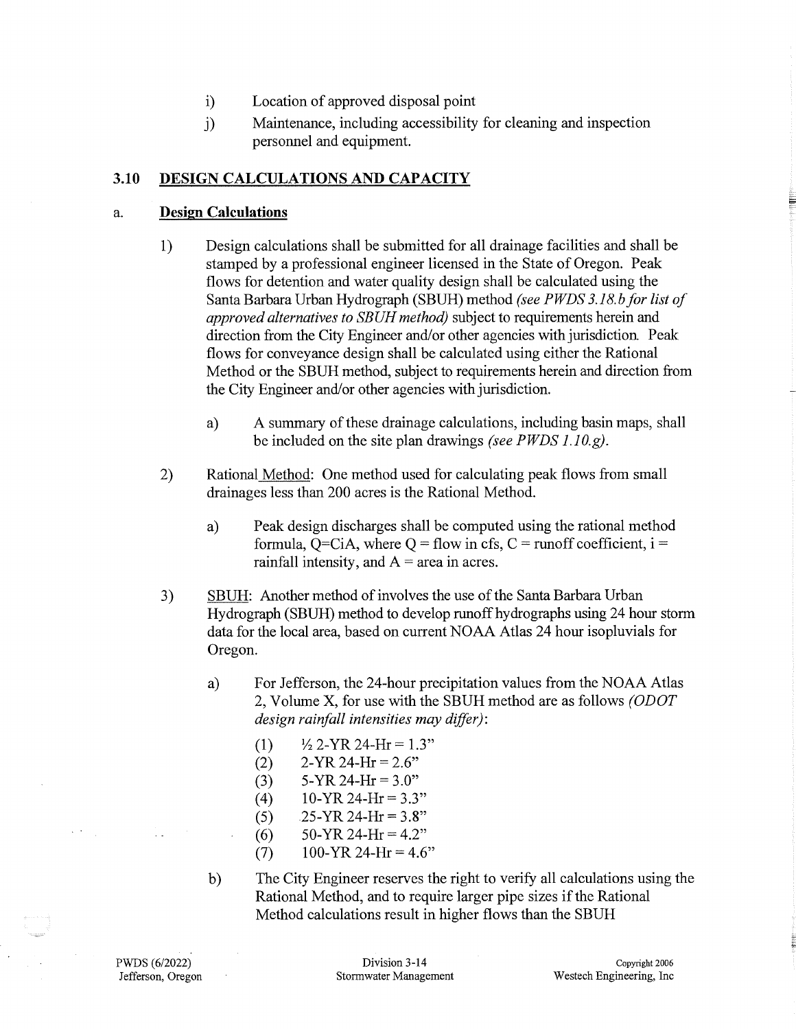i) Location of approved disposal point

j) Maintenance, including accessibility for cleaning and inspection personnel and equipment.

## 3.10 DESIGN CALCULATIONS AND CAPACITY

### a. Design Calculations

1) Design calculations shall be submitted for all drainage facilities and shall be stamped by a professional engineer licensed in the State of Oregon. Peak flows for detention and water quality design shall be calculated using the Santa Barbara Urban Hydrograph (SBUH) method *(see PWDS 3.18.b for list of approved alternatives to SBUH method)* subject to requirements herein and direction from the City Engineer and/or other agencies with jurisdiction. Peak flows for conveyance design shall be calculated using either the Rational Method or the SBUH method, subject to requirements herein and direction from the City Engineer and/or other agencies with jurisdiction.

   a) A summary of these drainage calculations, including basin maps, shall be included on the site plan drawings *(see PWDS 1.10.g)*.

2) Rational Method: One method used for calculating peak flows from small drainages less than 200 acres is the Rational Method.

   a) Peak design discharges shall be computed using the rational method formula, $Q=CiA$, where $Q$ = flow in cfs, $C$ = runoff coefficient, $i$ = rainfall intensity, and $A$ = area in acres.

3) SBUH: Another method of involves the use of the Santa Barbara Urban Hydrograph (SBUH) method to develop runoff hydrographs using 24 hour storm data for the local area, based on current NOAA Atlas 24 hour isopluvials for Oregon.

   a) For Jefferson, the 24-hour precipitation values from the NOAA Atlas 2, Volume X, for use with the SBUH method are as follows *(ODOT design rainfall intensities may differ)*:

      (1) ½ 2-YR 24-Hr = 1.3"
      (2) 2-YR 24-Hr = 2.6"
      (3) 5-YR 24-Hr = 3.0"
      (4) 10-YR 24-Hr = 3.3"
      (5) 25-YR 24-Hr = 3.8"
      (6) 50-YR 24-Hr = 4.2"
      (7) 100-YR 24-Hr = 4.6"

   b) The City Engineer reserves the right to verify all calculations using the Rational Method, and to require larger pipe sizes if the Rational Method calculations result in higher flows than the SBUH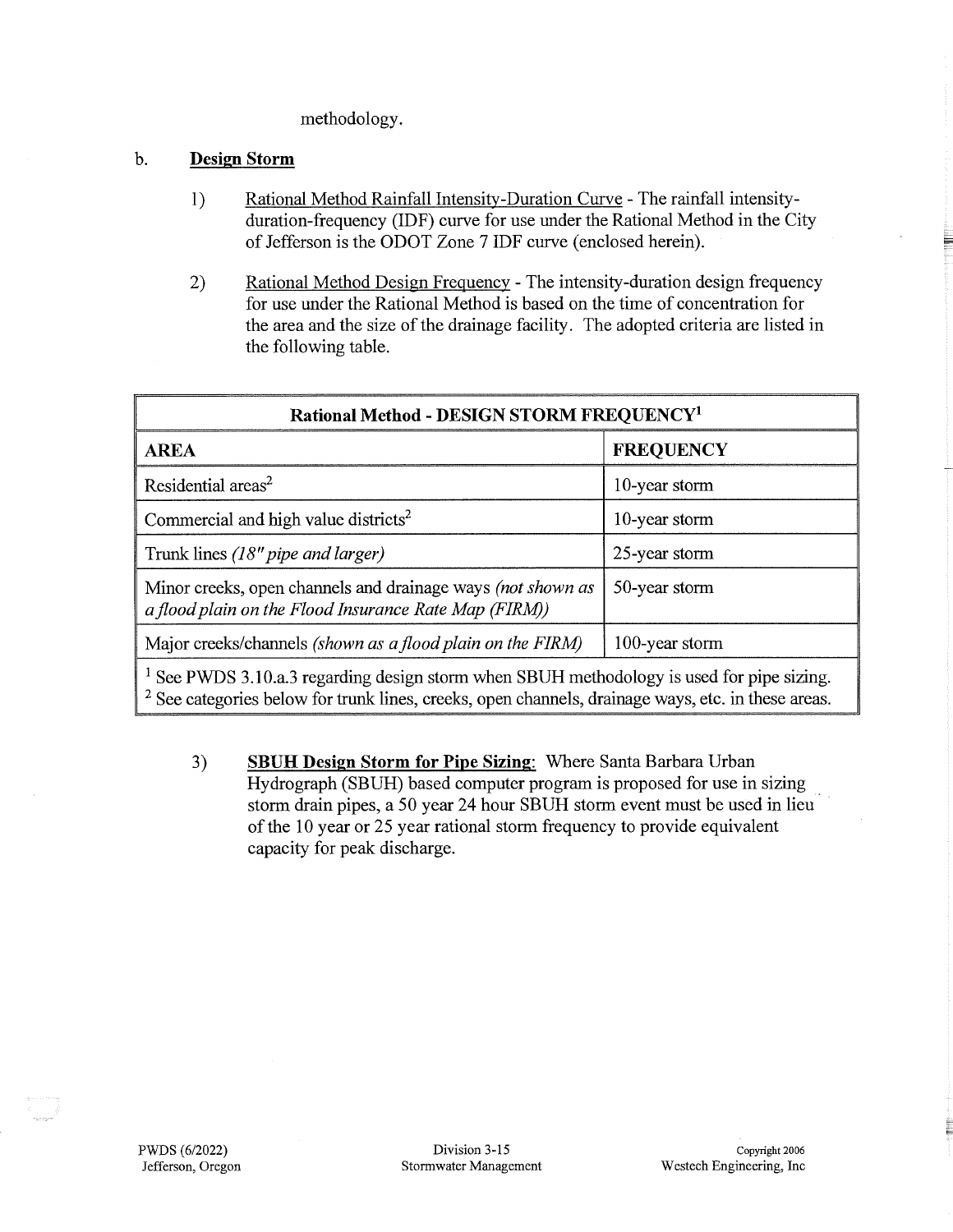methodology.

b. **Design Storm**

1) Rational Method Rainfall Intensity-Duration Curve - The rainfall intensity-duration-frequency (IDF) curve for use under the Rational Method in the City of Jefferson is the ODOT Zone 7 IDF curve (enclosed herein).

2) Rational Method Design Frequency - The intensity-duration design frequency for use under the Rational Method is based on the time of concentration for the area and the size of the drainage facility. The adopted criteria are listed in the following table.

| **Rational Method - DESIGN STORM FREQUENCY**[1] | |
|---|---|
| **AREA** | **FREQUENCY** |
| Residential areas[2] | 10-year storm |
| Commercial and high value districts[2] | 10-year storm |
| Trunk lines *(18" pipe and larger)* | 25-year storm |
| Minor creeks, open channels and drainage ways *(not shown as a flood plain on the Flood Insurance Rate Map (FIRM))* | 50-year storm |
| Major creeks/channels *(shown as a flood plain on the FIRM)* | 100-year storm |

[1] See PWDS 3.10.a.3 regarding design storm when SBUH methodology is used for pipe sizing.
[2] See categories below for trunk lines, creeks, open channels, drainage ways, etc. in these areas.

3) **SBUH Design Storm for Pipe Sizing**: Where Santa Barbara Urban Hydrograph (SBUH) based computer program is proposed for use in sizing storm drain pipes, a 50 year 24 hour SBUH storm event must be used in lieu of the 10 year or 25 year rational storm frequency to provide equivalent capacity for peak discharge.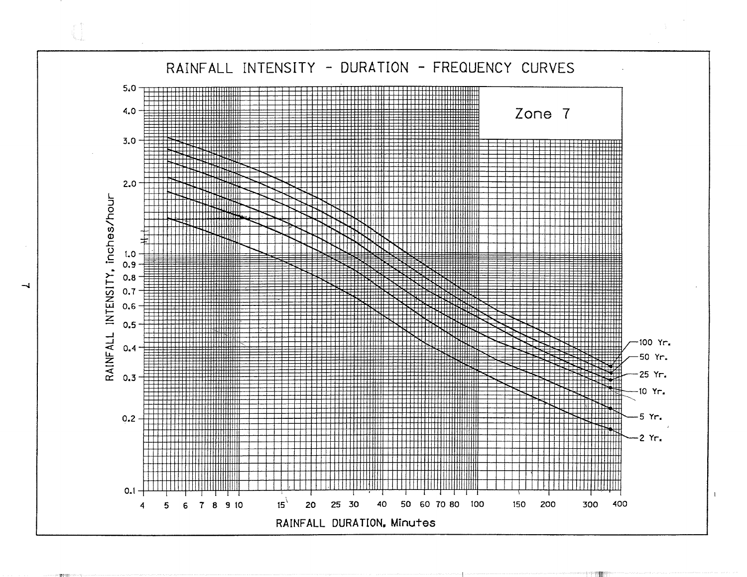# RAINFALL INTENSITY - DURATION - FREQUENCY CURVES

Zone 7

RAINFALL INTENSITY, inches/hour

5.0
4.0
3.0
2.0
1.0
0.9
0.8
0.7
0.6
0.5
0.4
0.3
0.2
0.1

4 5 6 7 8 9 10 15 20 25 30 40 50 60 70 80 100 150 200 300 400

RAINFALL DURATION, Minutes

100 Yr.
50 Yr.
25 Yr.
10 Yr.
5 Yr.
2 Yr.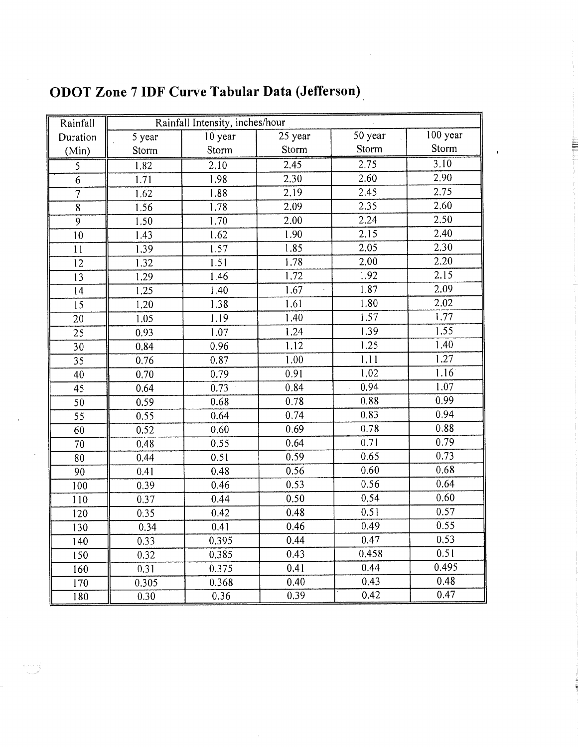# ODOT Zone 7 IDF Curve Tabular Data (Jefferson)

| Rainfall Duration (Min) | Rainfall Intensity, inches/hour | | | | |
|---|---|---|---|---|---|
| | 5 year Storm | 10 year Storm | 25 year Storm | 50 year Storm | 100 year Storm |
| 5 | 1.82 | 2.10 | 2.45 | 2.75 | 3.10 |
| 6 | 1.71 | 1.98 | 2.30 | 2.60 | 2.90 |
| 7 | 1.62 | 1.88 | 2.19 | 2.45 | 2.75 |
| 8 | 1.56 | 1.78 | 2.09 | 2.35 | 2.60 |
| 9 | 1.50 | 1.70 | 2.00 | 2.24 | 2.50 |
| 10 | 1.43 | 1.62 | 1.90 | 2.15 | 2.40 |
| 11 | 1.39 | 1.57 | 1.85 | 2.05 | 2.30 |
| 12 | 1.32 | 1.51 | 1.78 | 2.00 | 2.20 |
| 13 | 1.29 | 1.46 | 1.72 | 1.92 | 2.15 |
| 14 | 1.25 | 1.40 | 1.67 | 1.87 | 2.09 |
| 15 | 1.20 | 1.38 | 1.61 | 1.80 | 2.02 |
| 20 | 1.05 | 1.19 | 1.40 | 1.57 | 1.77 |
| 25 | 0.93 | 1.07 | 1.24 | 1.39 | 1.55 |
| 30 | 0.84 | 0.96 | 1.12 | 1.25 | 1.40 |
| 35 | 0.76 | 0.87 | 1.00 | 1.11 | 1.27 |
| 40 | 0.70 | 0.79 | 0.91 | 1.02 | 1.16 |
| 45 | 0.64 | 0.73 | 0.84 | 0.94 | 1.07 |
| 50 | 0.59 | 0.68 | 0.78 | 0.88 | 0.99 |
| 55 | 0.55 | 0.64 | 0.74 | 0.83 | 0.94 |
| 60 | 0.52 | 0.60 | 0.69 | 0.78 | 0.88 |
| 70 | 0.48 | 0.55 | 0.64 | 0.71 | 0.79 |
| 80 | 0.44 | 0.51 | 0.59 | 0.65 | 0.73 |
| 90 | 0.41 | 0.48 | 0.56 | 0.60 | 0.68 |
| 100 | 0.39 | 0.46 | 0.53 | 0.56 | 0.64 |
| 110 | 0.37 | 0.44 | 0.50 | 0.54 | 0.60 |
| 120 | 0.35 | 0.42 | 0.48 | 0.51 | 0.57 |
| 130 | 0.34 | 0.41 | 0.46 | 0.49 | 0.55 |
| 140 | 0.33 | 0.395 | 0.44 | 0.47 | 0.53 |
| 150 | 0.32 | 0.385 | 0.43 | 0.458 | 0.51 |
| 160 | 0.31 | 0.375 | 0.41 | 0.44 | 0.495 |
| 170 | 0.305 | 0.368 | 0.40 | 0.43 | 0.48 |
| 180 | 0.30 | 0.36 | 0.39 | 0.42 | 0.47 |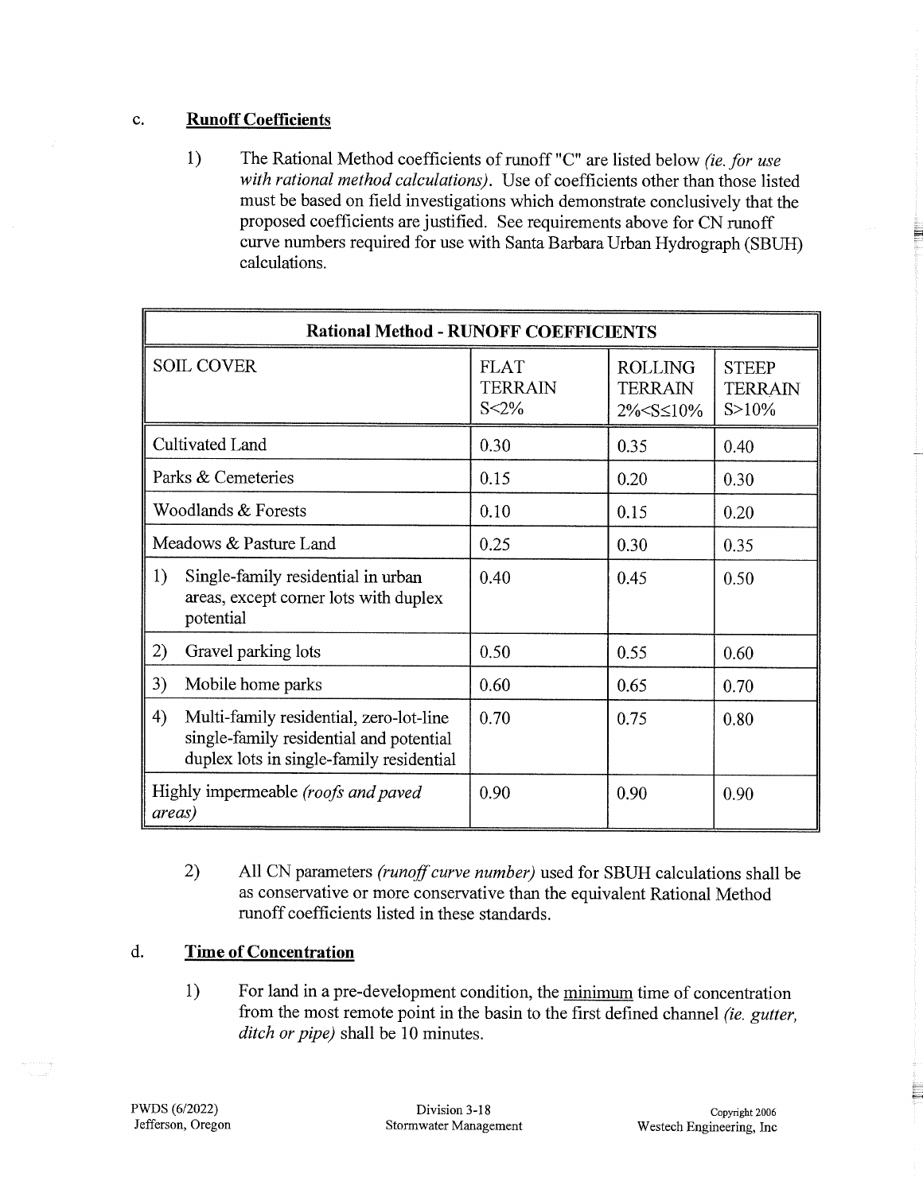c. **Runoff Coefficients**

1) The Rational Method coefficients of runoff "C" are listed below *(ie. for use with rational method calculations)*. Use of coefficients other than those listed must be based on field investigations which demonstrate conclusively that the proposed coefficients are justified. See requirements above for CN runoff curve numbers required for use with Santa Barbara Urban Hydrograph (SBUH) calculations.

| **Rational Method - RUNOFF COEFFICIENTS** | | | |
|---|---|---|---|
| SOIL COVER | FLAT TERRAIN $S<2\%$ | ROLLING TERRAIN $2\%<S\leq10\%$ | STEEP TERRAIN $S>10\%$ |
| Cultivated Land | 0.30 | 0.35 | 0.40 |
| Parks & Cemeteries | 0.15 | 0.20 | 0.30 |
| Woodlands & Forests | 0.10 | 0.15 | 0.20 |
| Meadows & Pasture Land | 0.25 | 0.30 | 0.35 |
| 1) Single-family residential in urban areas, except corner lots with duplex potential | 0.40 | 0.45 | 0.50 |
| 2) Gravel parking lots | 0.50 | 0.55 | 0.60 |
| 3) Mobile home parks | 0.60 | 0.65 | 0.70 |
| 4) Multi-family residential, zero-lot-line single-family residential and potential duplex lots in single-family residential | 0.70 | 0.75 | 0.80 |
| Highly impermeable *(roofs and paved areas)* | 0.90 | 0.90 | 0.90 |

2) All CN parameters *(runoff curve number)* used for SBUH calculations shall be as conservative or more conservative than the equivalent Rational Method runoff coefficients listed in these standards.

d. **Time of Concentration**

1) For land in a pre-development condition, the minimum time of concentration from the most remote point in the basin to the first defined channel *(ie. gutter, ditch or pipe)* shall be 10 minutes.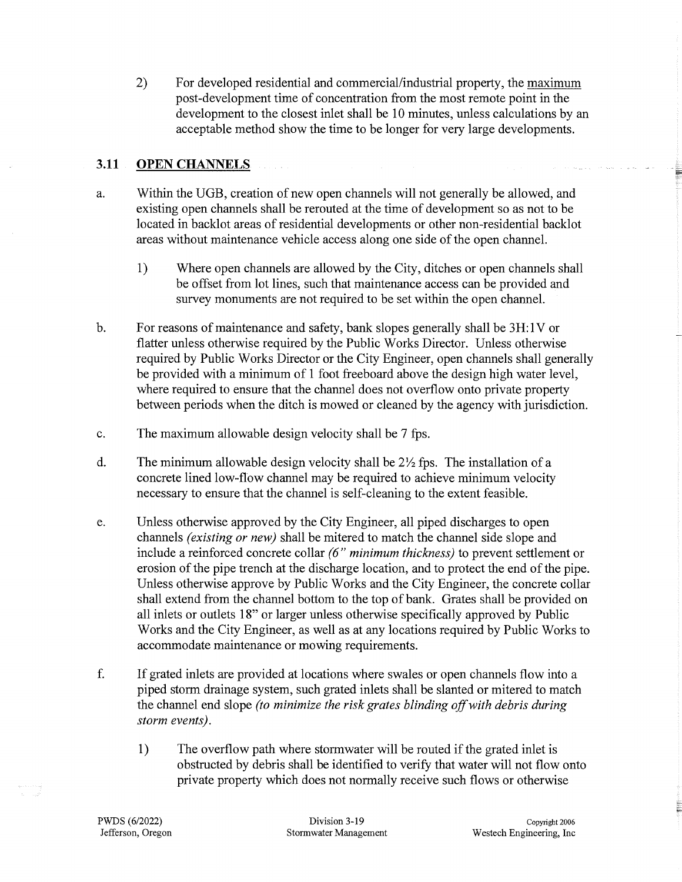2) For developed residential and commercial/industrial property, the maximum post-development time of concentration from the most remote point in the development to the closest inlet shall be 10 minutes, unless calculations by an acceptable method show the time to be longer for very large developments.

## 3.11 OPEN CHANNELS

a. Within the UGB, creation of new open channels will not generally be allowed, and existing open channels shall be rerouted at the time of development so as not to be located in backlot areas of residential developments or other non-residential backlot areas without maintenance vehicle access along one side of the open channel.

   1) Where open channels are allowed by the City, ditches or open channels shall be offset from lot lines, such that maintenance access can be provided and survey monuments are not required to be set within the open channel.

b. For reasons of maintenance and safety, bank slopes generally shall be 3H:1V or flatter unless otherwise required by the Public Works Director. Unless otherwise required by Public Works Director or the City Engineer, open channels shall generally be provided with a minimum of 1 foot freeboard above the design high water level, where required to ensure that the channel does not overflow onto private property between periods when the ditch is mowed or cleaned by the agency with jurisdiction.

c. The maximum allowable design velocity shall be 7 fps.

d. The minimum allowable design velocity shall be 2½ fps. The installation of a concrete lined low-flow channel may be required to achieve minimum velocity necessary to ensure that the channel is self-cleaning to the extent feasible.

e. Unless otherwise approved by the City Engineer, all piped discharges to open channels *(existing or new)* shall be mitered to match the channel side slope and include a reinforced concrete collar *(6" minimum thickness)* to prevent settlement or erosion of the pipe trench at the discharge location, and to protect the end of the pipe. Unless otherwise approve by Public Works and the City Engineer, the concrete collar shall extend from the channel bottom to the top of bank. Grates shall be provided on all inlets or outlets 18" or larger unless otherwise specifically approved by Public Works and the City Engineer, as well as at any locations required by Public Works to accommodate maintenance or mowing requirements.

f. If grated inlets are provided at locations where swales or open channels flow into a piped storm drainage system, such grated inlets shall be slanted or mitered to match the channel end slope *(to minimize the risk grates blinding off with debris during storm events)*.

   1) The overflow path where stormwater will be routed if the grated inlet is obstructed by debris shall be identified to verify that water will not flow onto private property which does not normally receive such flows or otherwise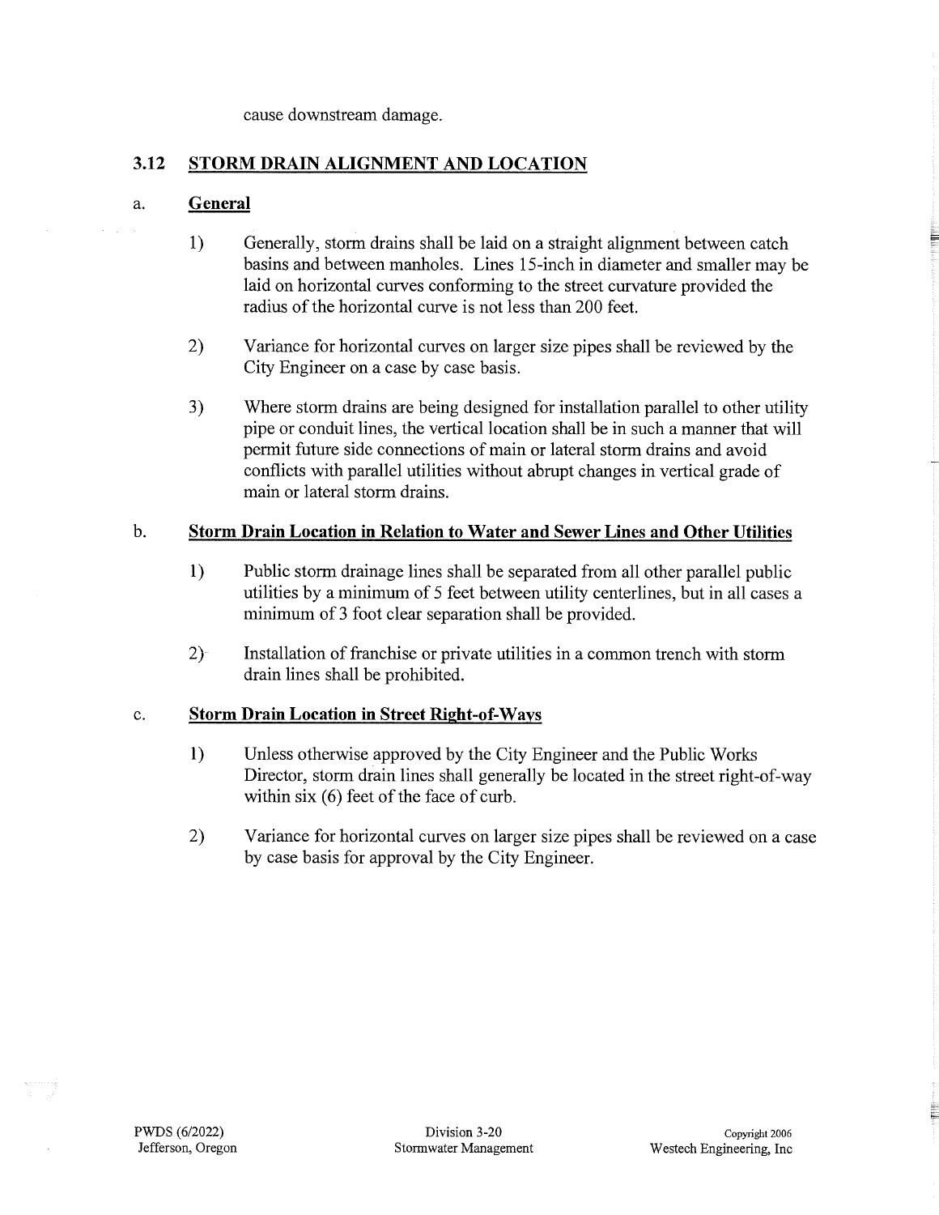cause downstream damage.

## 3.12 STORM DRAIN ALIGNMENT AND LOCATION

### a. General

1) Generally, storm drains shall be laid on a straight alignment between catch basins and between manholes. Lines 15-inch in diameter and smaller may be laid on horizontal curves conforming to the street curvature provided the radius of the horizontal curve is not less than 200 feet.

2) Variance for horizontal curves on larger size pipes shall be reviewed by the City Engineer on a case by case basis.

3) Where storm drains are being designed for installation parallel to other utility pipe or conduit lines, the vertical location shall be in such a manner that will permit future side connections of main or lateral storm drains and avoid conflicts with parallel utilities without abrupt changes in vertical grade of main or lateral storm drains.

### b. Storm Drain Location in Relation to Water and Sewer Lines and Other Utilities

1) Public storm drainage lines shall be separated from all other parallel public utilities by a minimum of 5 feet between utility centerlines, but in all cases a minimum of 3 foot clear separation shall be provided.

2) Installation of franchise or private utilities in a common trench with storm drain lines shall be prohibited.

### c. Storm Drain Location in Street Right-of-Ways

1) Unless otherwise approved by the City Engineer and the Public Works Director, storm drain lines shall generally be located in the street right-of-way within six (6) feet of the face of curb.

2) Variance for horizontal curves on larger size pipes shall be reviewed on a case by case basis for approval by the City Engineer.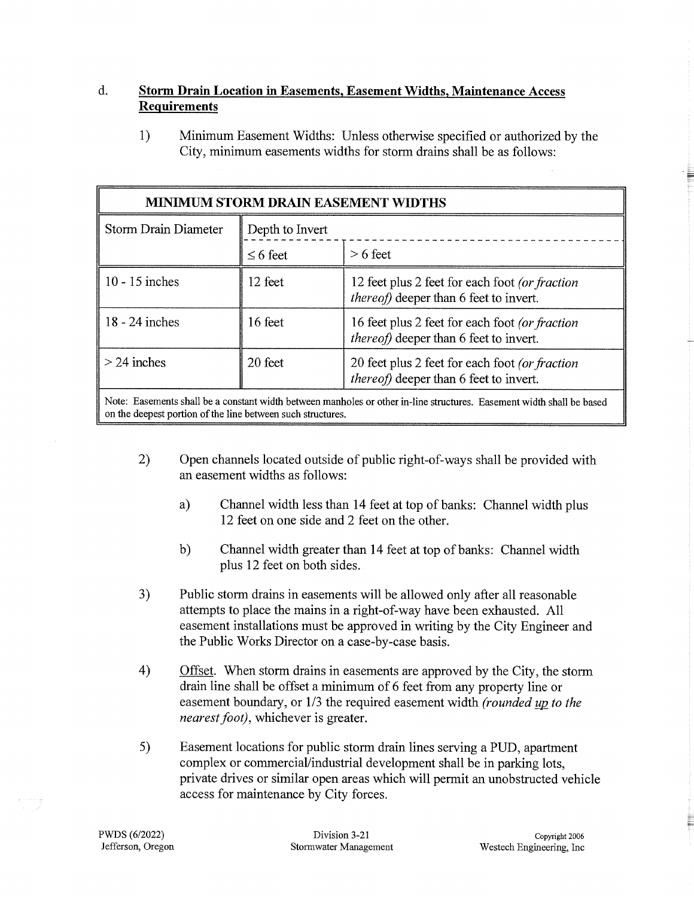d. **<u>Storm Drain Location in Easements, Easement Widths, Maintenance Access Requirements</u>**

1) Minimum Easement Widths: Unless otherwise specified or authorized by the City, minimum easements widths for storm drains shall be as follows:

| **MINIMUM STORM DRAIN EASEMENT WIDTHS** | | |
|---|---|---|
| Storm Drain Diameter | Depth to Invert | |
| | ≤ 6 feet | > 6 feet |
| 10 - 15 inches | 12 feet | 12 feet plus 2 feet for each foot *(or fraction thereof)* deeper than 6 feet to invert. |
| 18 - 24 inches | 16 feet | 16 feet plus 2 feet for each foot *(or fraction thereof)* deeper than 6 feet to invert. |
| > 24 inches | 20 feet | 20 feet plus 2 feet for each foot *(or fraction thereof)* deeper than 6 feet to invert. |
| Note: Easements shall be a constant width between manholes or other in-line structures. Easement width shall be based on the deepest portion of the line between such structures. | | |

2) Open channels located outside of public right-of-ways shall be provided with an easement widths as follows:

   a) Channel width less than 14 feet at top of banks: Channel width plus 12 feet on one side and 2 feet on the other.

   b) Channel width greater than 14 feet at top of banks: Channel width plus 12 feet on both sides.

3) Public storm drains in easements will be allowed only after all reasonable attempts to place the mains in a right-of-way have been exhausted. All easement installations must be approved in writing by the City Engineer and the Public Works Director on a case-by-case basis.

4) <u>Offset</u>. When storm drains in easements are approved by the City, the storm drain line shall be offset a minimum of 6 feet from any property line or easement boundary, or 1/3 the required easement width *(rounded <u>up</u> to the nearest foot)*, whichever is greater.

5) Easement locations for public storm drain lines serving a PUD, apartment complex or commercial/industrial development shall be in parking lots, private drives or similar open areas which will permit an unobstructed vehicle access for maintenance by City forces.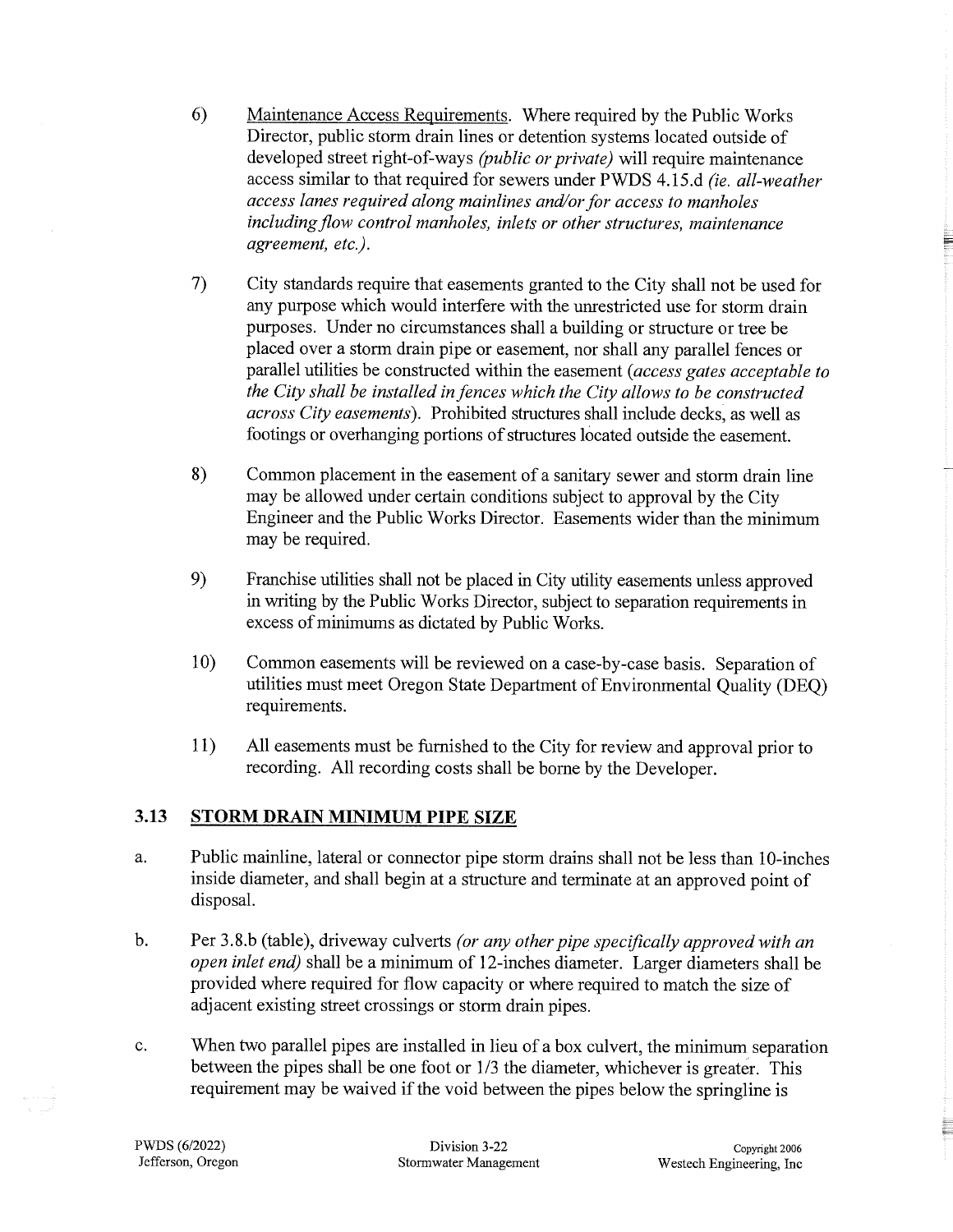6) <u>Maintenance Access Requirements</u>. Where required by the Public Works Director, public storm drain lines or detention systems located outside of developed street right-of-ways *(public or private)* will require maintenance access similar to that required for sewers under PWDS 4.15.d *(ie. all-weather access lanes required along mainlines and/or for access to manholes including flow control manholes, inlets or other structures, maintenance agreement, etc.)*.

7) City standards require that easements granted to the City shall not be used for any purpose which would interfere with the unrestricted use for storm drain purposes. Under no circumstances shall a building or structure or tree be placed over a storm drain pipe or easement, nor shall any parallel fences or parallel utilities be constructed within the easement (*access gates acceptable to the City shall be installed in fences which the City allows to be constructed across City easements*). Prohibited structures shall include decks, as well as footings or overhanging portions of structures located outside the easement.

8) Common placement in the easement of a sanitary sewer and storm drain line may be allowed under certain conditions subject to approval by the City Engineer and the Public Works Director. Easements wider than the minimum may be required.

9) Franchise utilities shall not be placed in City utility easements unless approved in writing by the Public Works Director, subject to separation requirements in excess of minimums as dictated by Public Works.

10) Common easements will be reviewed on a case-by-case basis. Separation of utilities must meet Oregon State Department of Environmental Quality (DEQ) requirements.

11) All easements must be furnished to the City for review and approval prior to recording. All recording costs shall be borne by the Developer.

## 3.13 <u>STORM DRAIN MINIMUM PIPE SIZE</u>

a. Public mainline, lateral or connector pipe storm drains shall not be less than 10-inches inside diameter, and shall begin at a structure and terminate at an approved point of disposal.

b. Per 3.8.b (table), driveway culverts *(or any other pipe specifically approved with an open inlet end)* shall be a minimum of 12-inches diameter. Larger diameters shall be provided where required for flow capacity or where required to match the size of adjacent existing street crossings or storm drain pipes.

c. When two parallel pipes are installed in lieu of a box culvert, the minimum separation between the pipes shall be one foot or 1/3 the diameter, whichever is greater. This requirement may be waived if the void between the pipes below the springline is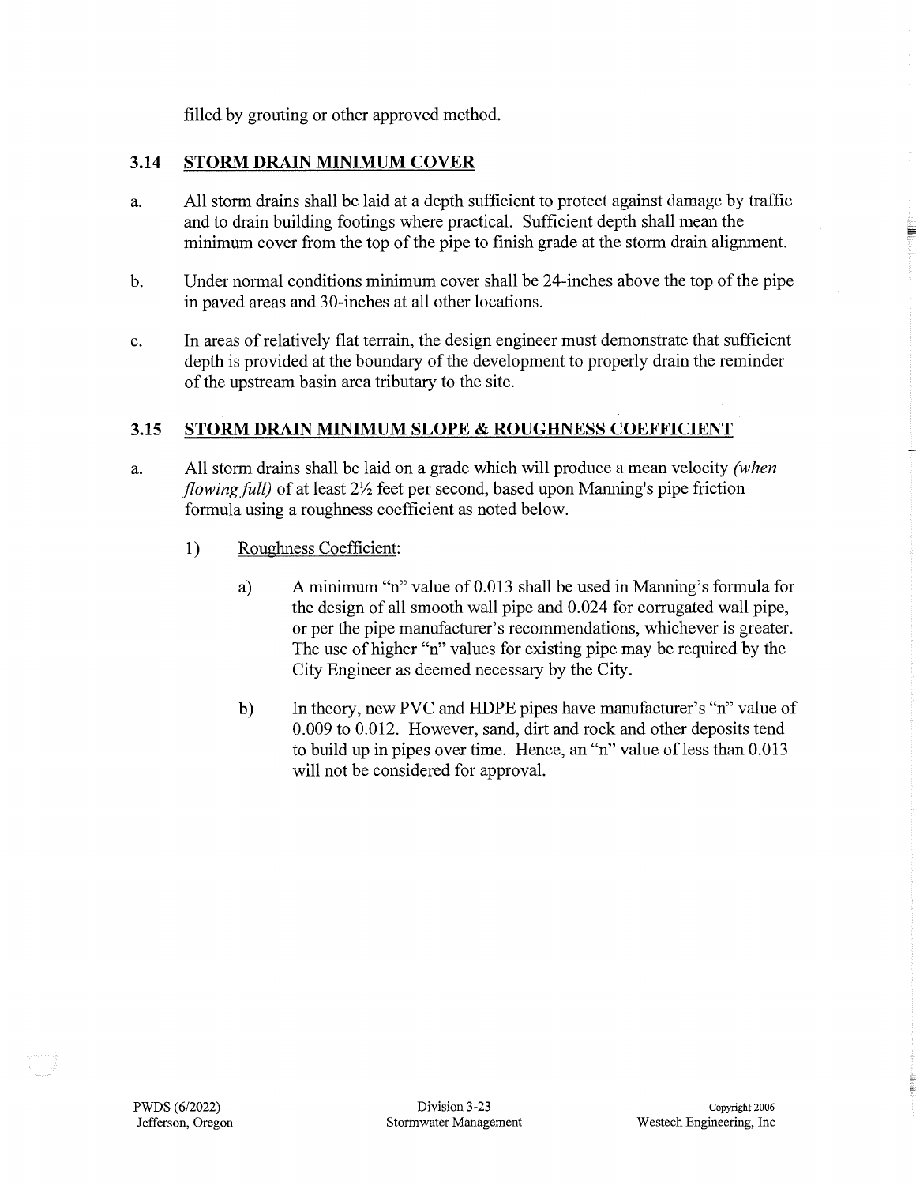filled by grouting or other approved method.

## 3.14 STORM DRAIN MINIMUM COVER

a. All storm drains shall be laid at a depth sufficient to protect against damage by traffic and to drain building footings where practical. Sufficient depth shall mean the minimum cover from the top of the pipe to finish grade at the storm drain alignment.

b. Under normal conditions minimum cover shall be 24-inches above the top of the pipe in paved areas and 30-inches at all other locations.

c. In areas of relatively flat terrain, the design engineer must demonstrate that sufficient depth is provided at the boundary of the development to properly drain the reminder of the upstream basin area tributary to the site.

## 3.15 STORM DRAIN MINIMUM SLOPE & ROUGHNESS COEFFICIENT

a. All storm drains shall be laid on a grade which will produce a mean velocity *(when flowing full)* of at least 2½ feet per second, based upon Manning's pipe friction formula using a roughness coefficient as noted below.

   1) Roughness Coefficient:

      a) A minimum "n" value of 0.013 shall be used in Manning's formula for the design of all smooth wall pipe and 0.024 for corrugated wall pipe, or per the pipe manufacturer's recommendations, whichever is greater. The use of higher "n" values for existing pipe may be required by the City Engineer as deemed necessary by the City.

      b) In theory, new PVC and HDPE pipes have manufacturer's "n" value of 0.009 to 0.012. However, sand, dirt and rock and other deposits tend to build up in pipes over time. Hence, an "n" value of less than 0.013 will not be considered for approval.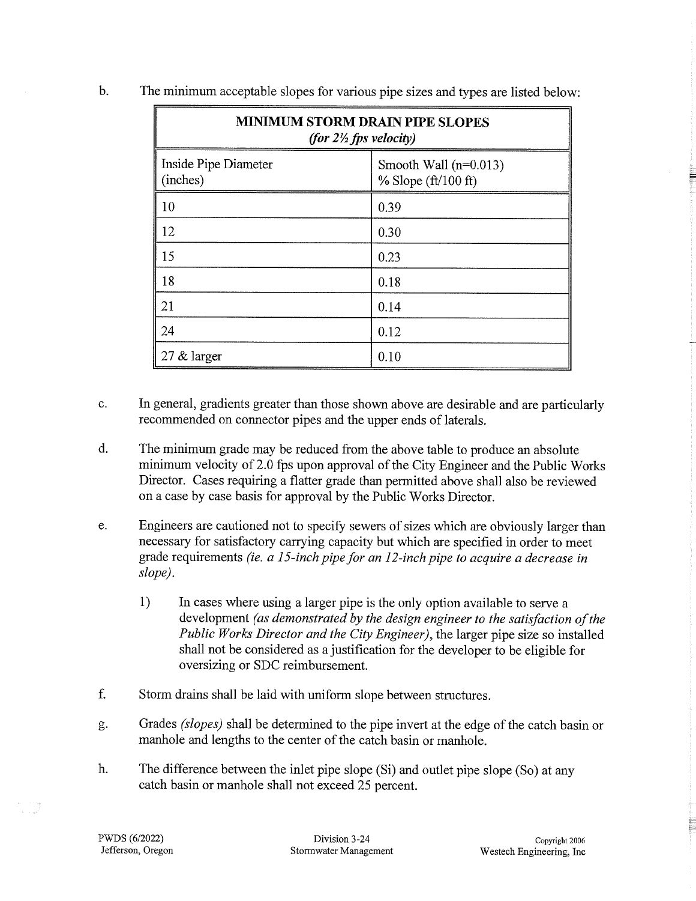b. The minimum acceptable slopes for various pipe sizes and types are listed below:

| **MINIMUM STORM DRAIN PIPE SLOPES** *(for 2½ fps velocity)* | |
|---|---|
| Inside Pipe Diameter (inches) | Smooth Wall (n=0.013) % Slope (ft/100 ft) |
| 10 | 0.39 |
| 12 | 0.30 |
| 15 | 0.23 |
| 18 | 0.18 |
| 21 | 0.14 |
| 24 | 0.12 |
| 27 & larger | 0.10 |

c. In general, gradients greater than those shown above are desirable and are particularly recommended on connector pipes and the upper ends of laterals.

d. The minimum grade may be reduced from the above table to produce an absolute minimum velocity of 2.0 fps upon approval of the City Engineer and the Public Works Director. Cases requiring a flatter grade than permitted above shall also be reviewed on a case by case basis for approval by the Public Works Director.

e. Engineers are cautioned not to specify sewers of sizes which are obviously larger than necessary for satisfactory carrying capacity but which are specified in order to meet grade requirements *(ie. a 15-inch pipe for an 12-inch pipe to acquire a decrease in slope)*.

   1) In cases where using a larger pipe is the only option available to serve a development *(as demonstrated by the design engineer to the satisfaction of the Public Works Director and the City Engineer)*, the larger pipe size so installed shall not be considered as a justification for the developer to be eligible for oversizing or SDC reimbursement.

f. Storm drains shall be laid with uniform slope between structures.

g. Grades *(slopes)* shall be determined to the pipe invert at the edge of the catch basin or manhole and lengths to the center of the catch basin or manhole.

h. The difference between the inlet pipe slope (Si) and outlet pipe slope (So) at any catch basin or manhole shall not exceed 25 percent.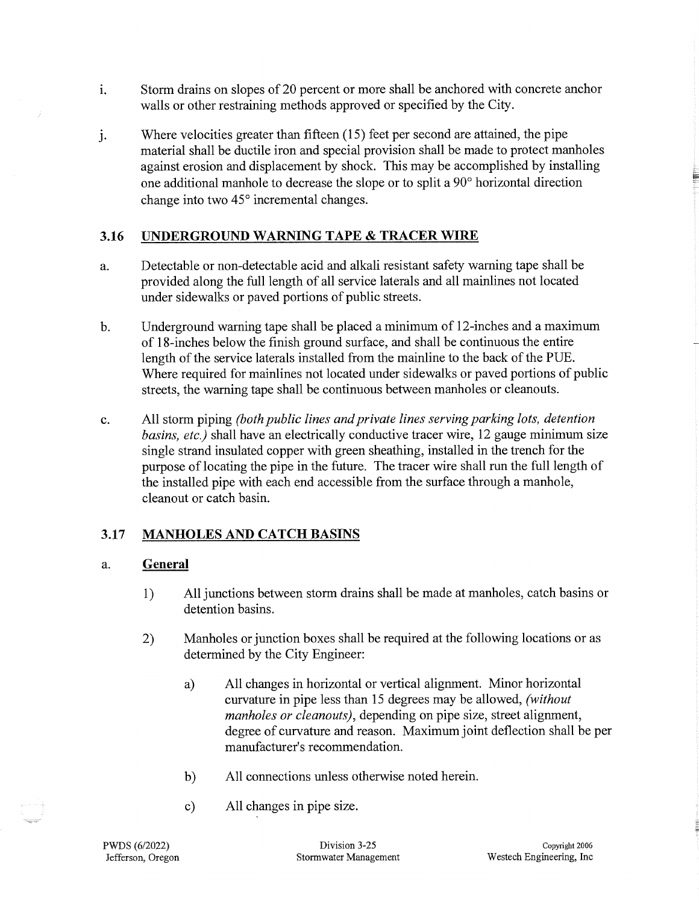i. Storm drains on slopes of 20 percent or more shall be anchored with concrete anchor walls or other restraining methods approved or specified by the City.

j. Where velocities greater than fifteen (15) feet per second are attained, the pipe material shall be ductile iron and special provision shall be made to protect manholes against erosion and displacement by shock. This may be accomplished by installing one additional manhole to decrease the slope or to split a 90° horizontal direction change into two 45° incremental changes.

## 3.16 UNDERGROUND WARNING TAPE & TRACER WIRE

a. Detectable or non-detectable acid and alkali resistant safety warning tape shall be provided along the full length of all service laterals and all mainlines not located under sidewalks or paved portions of public streets.

b. Underground warning tape shall be placed a minimum of 12-inches and a maximum of 18-inches below the finish ground surface, and shall be continuous the entire length of the service laterals installed from the mainline to the back of the PUE. Where required for mainlines not located under sidewalks or paved portions of public streets, the warning tape shall be continuous between manholes or cleanouts.

c. All storm piping *(both public lines and private lines serving parking lots, detention basins, etc.)* shall have an electrically conductive tracer wire, 12 gauge minimum size single strand insulated copper with green sheathing, installed in the trench for the purpose of locating the pipe in the future. The tracer wire shall run the full length of the installed pipe with each end accessible from the surface through a manhole, cleanout or catch basin.

## 3.17 MANHOLES AND CATCH BASINS

### a. General

1) All junctions between storm drains shall be made at manholes, catch basins or detention basins.

2) Manholes or junction boxes shall be required at the following locations or as determined by the City Engineer:

   a) All changes in horizontal or vertical alignment. Minor horizontal curvature in pipe less than 15 degrees may be allowed, *(without manholes or cleanouts)*, depending on pipe size, street alignment, degree of curvature and reason. Maximum joint deflection shall be per manufacturer's recommendation.

   b) All connections unless otherwise noted herein.

   c) All changes in pipe size.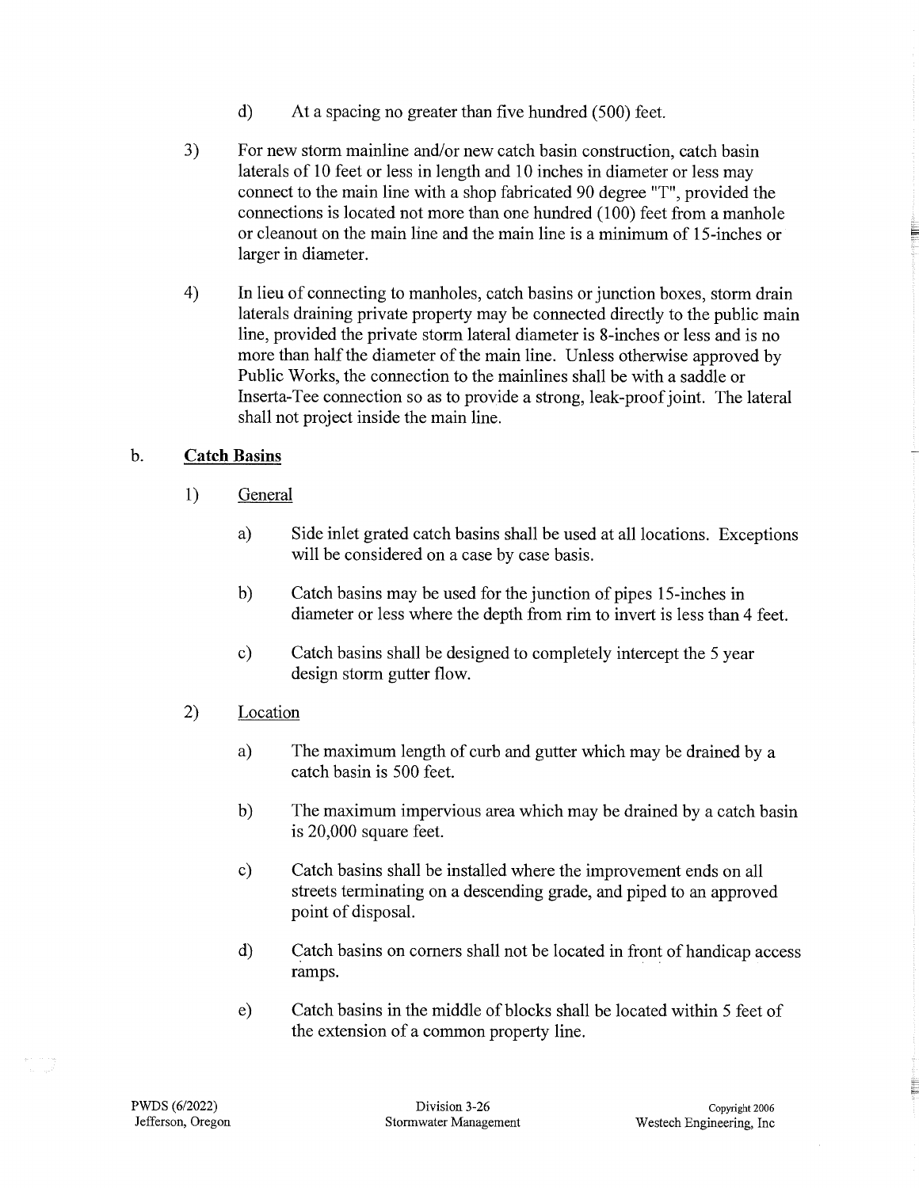d) At a spacing no greater than five hundred (500) feet.

3) For new storm mainline and/or new catch basin construction, catch basin laterals of 10 feet or less in length and 10 inches in diameter or less may connect to the main line with a shop fabricated 90 degree "T", provided the connections is located not more than one hundred (100) feet from a manhole or cleanout on the main line and the main line is a minimum of 15-inches or larger in diameter.

4) In lieu of connecting to manholes, catch basins or junction boxes, storm drain laterals draining private property may be connected directly to the public main line, provided the private storm lateral diameter is 8-inches or less and is no more than half the diameter of the main line. Unless otherwise approved by Public Works, the connection to the mainlines shall be with a saddle or Inserta-Tee connection so as to provide a strong, leak-proof joint. The lateral shall not project inside the main line.

b. **Catch Basins**

1) General

a) Side inlet grated catch basins shall be used at all locations. Exceptions will be considered on a case by case basis.

b) Catch basins may be used for the junction of pipes 15-inches in diameter or less where the depth from rim to invert is less than 4 feet.

c) Catch basins shall be designed to completely intercept the 5 year design storm gutter flow.

2) Location

a) The maximum length of curb and gutter which may be drained by a catch basin is 500 feet.

b) The maximum impervious area which may be drained by a catch basin is 20,000 square feet.

c) Catch basins shall be installed where the improvement ends on all streets terminating on a descending grade, and piped to an approved point of disposal.

d) Catch basins on corners shall not be located in front of handicap access ramps.

e) Catch basins in the middle of blocks shall be located within 5 feet of the extension of a common property line.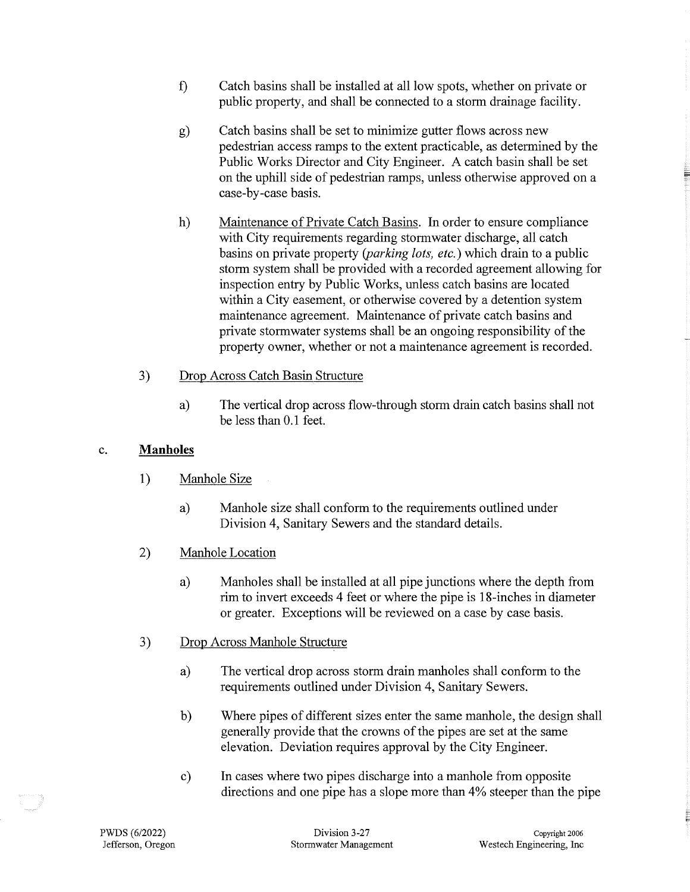f) Catch basins shall be installed at all low spots, whether on private or public property, and shall be connected to a storm drainage facility.

g) Catch basins shall be set to minimize gutter flows across new pedestrian access ramps to the extent practicable, as determined by the Public Works Director and City Engineer. A catch basin shall be set on the uphill side of pedestrian ramps, unless otherwise approved on a case-by-case basis.

h) Maintenance of Private Catch Basins. In order to ensure compliance with City requirements regarding stormwater discharge, all catch basins on private property (*parking lots, etc.*) which drain to a public storm system shall be provided with a recorded agreement allowing for inspection entry by Public Works, unless catch basins are located within a City easement, or otherwise covered by a detention system maintenance agreement. Maintenance of private catch basins and private stormwater systems shall be an ongoing responsibility of the property owner, whether or not a maintenance agreement is recorded.

3) Drop Across Catch Basin Structure

a) The vertical drop across flow-through storm drain catch basins shall not be less than 0.1 feet.

c. **Manholes**

1) Manhole Size

a) Manhole size shall conform to the requirements outlined under Division 4, Sanitary Sewers and the standard details.

2) Manhole Location

a) Manholes shall be installed at all pipe junctions where the depth from rim to invert exceeds 4 feet or where the pipe is 18-inches in diameter or greater. Exceptions will be reviewed on a case by case basis.

3) Drop Across Manhole Structure

a) The vertical drop across storm drain manholes shall conform to the requirements outlined under Division 4, Sanitary Sewers.

b) Where pipes of different sizes enter the same manhole, the design shall generally provide that the crowns of the pipes are set at the same elevation. Deviation requires approval by the City Engineer.

c) In cases where two pipes discharge into a manhole from opposite directions and one pipe has a slope more than 4% steeper than the pipe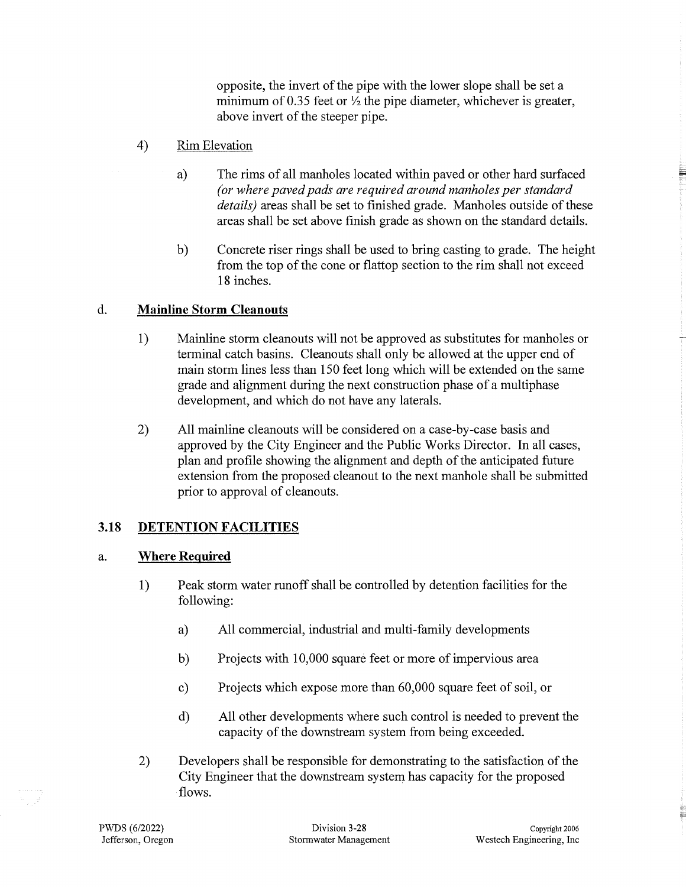opposite, the invert of the pipe with the lower slope shall be set a minimum of 0.35 feet or ½ the pipe diameter, whichever is greater, above invert of the steeper pipe.

4) Rim Elevation

   a) The rims of all manholes located within paved or other hard surfaced *(or where paved pads are required around manholes per standard details)* areas shall be set to finished grade. Manholes outside of these areas shall be set above finish grade as shown on the standard details.

   b) Concrete riser rings shall be used to bring casting to grade. The height from the top of the cone or flattop section to the rim shall not exceed 18 inches.

d. **Mainline Storm Cleanouts**

1) Mainline storm cleanouts will not be approved as substitutes for manholes or terminal catch basins. Cleanouts shall only be allowed at the upper end of main storm lines less than 150 feet long which will be extended on the same grade and alignment during the next construction phase of a multiphase development, and which do not have any laterals.

2) All mainline cleanouts will be considered on a case-by-case basis and approved by the City Engineer and the Public Works Director. In all cases, plan and profile showing the alignment and depth of the anticipated future extension from the proposed cleanout to the next manhole shall be submitted prior to approval of cleanouts.

## 3.18 DETENTION FACILITIES

a. **Where Required**

1) Peak storm water runoff shall be controlled by detention facilities for the following:

   a) All commercial, industrial and multi-family developments

   b) Projects with 10,000 square feet or more of impervious area

   c) Projects which expose more than 60,000 square feet of soil, or

   d) All other developments where such control is needed to prevent the capacity of the downstream system from being exceeded.

2) Developers shall be responsible for demonstrating to the satisfaction of the City Engineer that the downstream system has capacity for the proposed flows.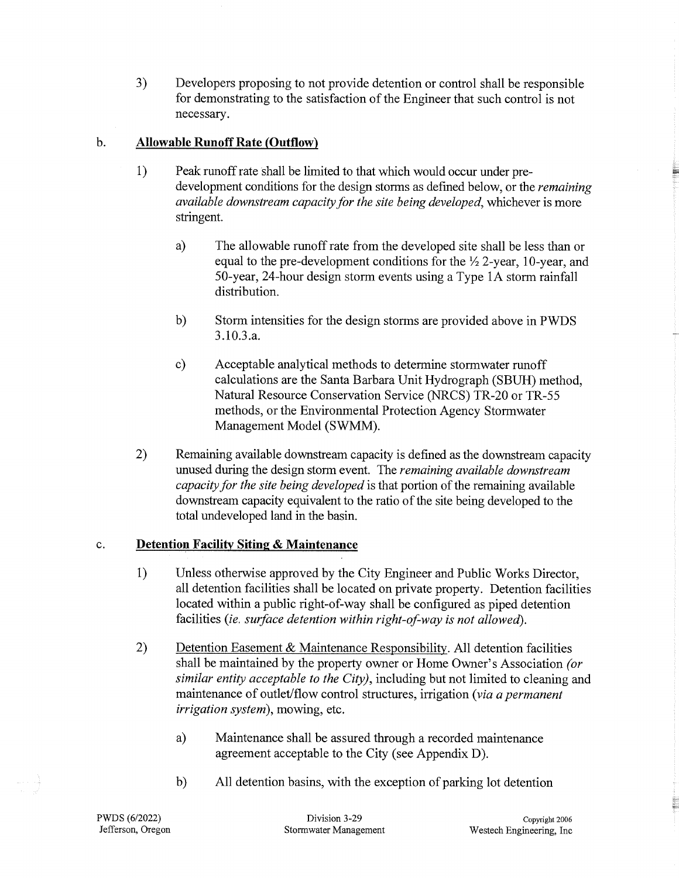3) Developers proposing to not provide detention or control shall be responsible for demonstrating to the satisfaction of the Engineer that such control is not necessary.

b. **Allowable Runoff Rate (Outflow)**

1) Peak runoff rate shall be limited to that which would occur under pre-development conditions for the design storms as defined below, or the *remaining available downstream capacity for the site being developed*, whichever is more stringent.

   a) The allowable runoff rate from the developed site shall be less than or equal to the pre-development conditions for the ½ 2-year, 10-year, and 50-year, 24-hour design storm events using a Type 1A storm rainfall distribution.

   b) Storm intensities for the design storms are provided above in PWDS 3.10.3.a.

   c) Acceptable analytical methods to determine stormwater runoff calculations are the Santa Barbara Unit Hydrograph (SBUH) method, Natural Resource Conservation Service (NRCS) TR-20 or TR-55 methods, or the Environmental Protection Agency Stormwater Management Model (SWMM).

2) Remaining available downstream capacity is defined as the downstream capacity unused during the design storm event. The *remaining available downstream capacity for the site being developed* is that portion of the remaining available downstream capacity equivalent to the ratio of the site being developed to the total undeveloped land in the basin.

c. **Detention Facility Siting & Maintenance**

1) Unless otherwise approved by the City Engineer and Public Works Director, all detention facilities shall be located on private property. Detention facilities located within a public right-of-way shall be configured as piped detention facilities (*ie. surface detention within right-of-way is not allowed*).

2) Detention Easement & Maintenance Responsibility. All detention facilities shall be maintained by the property owner or Home Owner's Association *(or similar entity acceptable to the City)*, including but not limited to cleaning and maintenance of outlet/flow control structures, irrigation (*via a permanent irrigation system*), mowing, etc.

   a) Maintenance shall be assured through a recorded maintenance agreement acceptable to the City (see Appendix D).

   b) All detention basins, with the exception of parking lot detention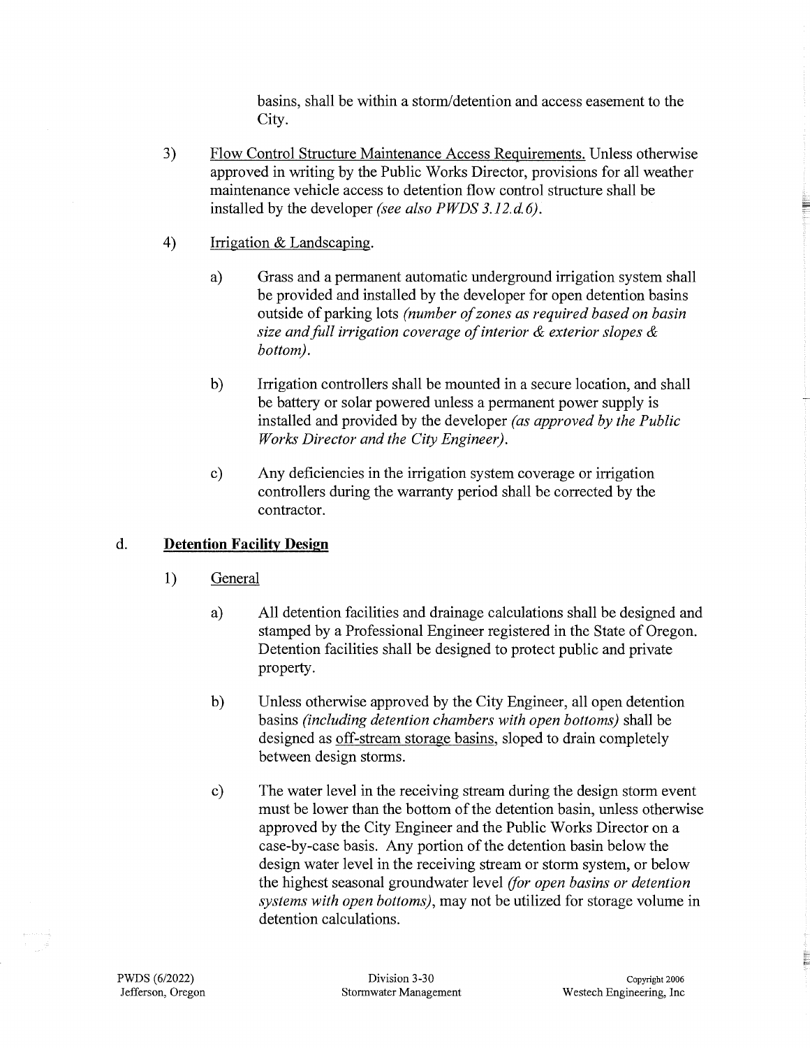basins, shall be within a storm/detention and access easement to the City.

3) <u>Flow Control Structure Maintenance Access Requirements.</u> Unless otherwise approved in writing by the Public Works Director, provisions for all weather maintenance vehicle access to detention flow control structure shall be installed by the developer *(see also PWDS 3.12.d.6)*.

4) <u>Irrigation & Landscaping</u>.

   a) Grass and a permanent automatic underground irrigation system shall be provided and installed by the developer for open detention basins outside of parking lots *(number of zones as required based on basin size and full irrigation coverage of interior & exterior slopes & bottom)*.

   b) Irrigation controllers shall be mounted in a secure location, and shall be battery or solar powered unless a permanent power supply is installed and provided by the developer *(as approved by the Public Works Director and the City Engineer)*.

   c) Any deficiencies in the irrigation system coverage or irrigation controllers during the warranty period shall be corrected by the contractor.

## d. Detention Facility Design

1) <u>General</u>

   a) All detention facilities and drainage calculations shall be designed and stamped by a Professional Engineer registered in the State of Oregon. Detention facilities shall be designed to protect public and private property.

   b) Unless otherwise approved by the City Engineer, all open detention basins *(including detention chambers with open bottoms)* shall be designed as <u>off-stream storage basins</u>, sloped to drain completely between design storms.

   c) The water level in the receiving stream during the design storm event must be lower than the bottom of the detention basin, unless otherwise approved by the City Engineer and the Public Works Director on a case-by-case basis. Any portion of the detention basin below the design water level in the receiving stream or storm system, or below the highest seasonal groundwater level *(for open basins or detention systems with open bottoms)*, may not be utilized for storage volume in detention calculations.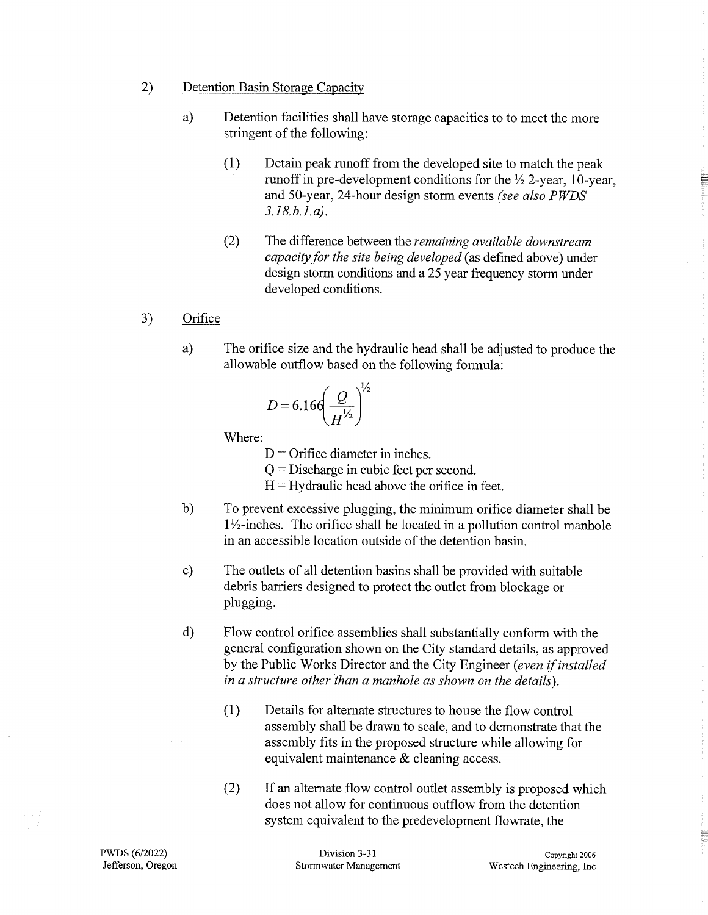2) Detention Basin Storage Capacity

a) Detention facilities shall have storage capacities to to meet the more stringent of the following:

(1) Detain peak runoff from the developed site to match the peak runoff in pre-development conditions for the ½ 2-year, 10-year, and 50-year, 24-hour design storm events *(see also PWDS 3.18.b.1.a)*.

(2) The difference between the *remaining available downstream capacity for the site being developed* (as defined above) under design storm conditions and a 25 year frequency storm under developed conditions.

3) Orifice

a) The orifice size and the hydraulic head shall be adjusted to produce the allowable outflow based on the following formula:

$$D = 6.166\left(\frac{Q}{H^{1/2}}\right)^{1/2}$$

Where:

D = Orifice diameter in inches.
Q = Discharge in cubic feet per second.
H = Hydraulic head above the orifice in feet.

b) To prevent excessive plugging, the minimum orifice diameter shall be 1½-inches. The orifice shall be located in a pollution control manhole in an accessible location outside of the detention basin.

c) The outlets of all detention basins shall be provided with suitable debris barriers designed to protect the outlet from blockage or plugging.

d) Flow control orifice assemblies shall substantially conform with the general configuration shown on the City standard details, as approved by the Public Works Director and the City Engineer *(even if installed in a structure other than a manhole as shown on the details)*.

(1) Details for alternate structures to house the flow control assembly shall be drawn to scale, and to demonstrate that the assembly fits in the proposed structure while allowing for equivalent maintenance & cleaning access.

(2) If an alternate flow control outlet assembly is proposed which does not allow for continuous outflow from the detention system equivalent to the predevelopment flowrate, the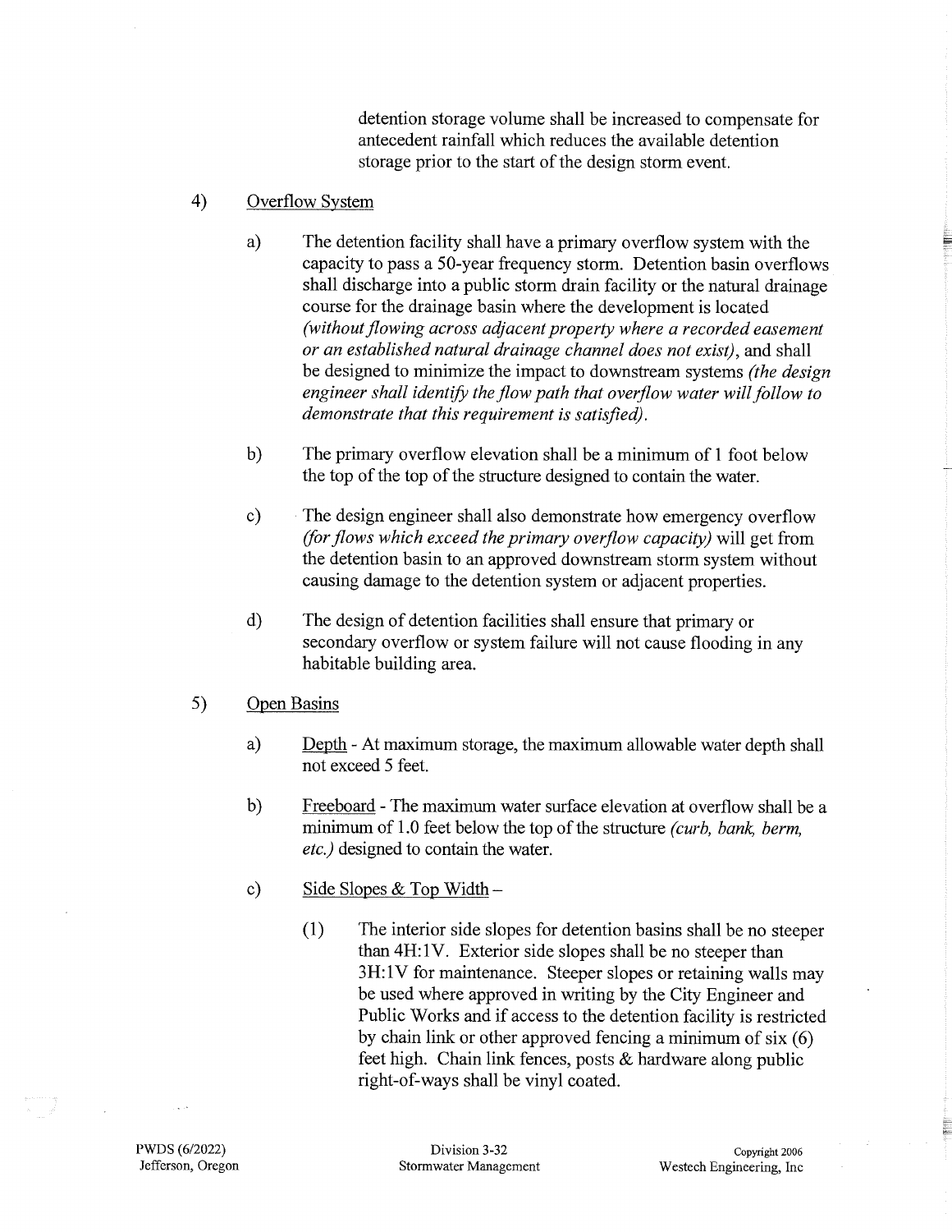detention storage volume shall be increased to compensate for antecedent rainfall which reduces the available detention storage prior to the start of the design storm event.

4) <u>Overflow System</u>

a) The detention facility shall have a primary overflow system with the capacity to pass a 50-year frequency storm. Detention basin overflows shall discharge into a public storm drain facility or the natural drainage course for the drainage basin where the development is located *(without flowing across adjacent property where a recorded easement or an established natural drainage channel does not exist)*, and shall be designed to minimize the impact to downstream systems *(the design engineer shall identify the flow path that overflow water will follow to demonstrate that this requirement is satisfied)*.

b) The primary overflow elevation shall be a minimum of 1 foot below the top of the top of the structure designed to contain the water.

c) The design engineer shall also demonstrate how emergency overflow *(for flows which exceed the primary overflow capacity)* will get from the detention basin to an approved downstream storm system without causing damage to the detention system or adjacent properties.

d) The design of detention facilities shall ensure that primary or secondary overflow or system failure will not cause flooding in any habitable building area.

5) <u>Open Basins</u>

a) <u>Depth</u> - At maximum storage, the maximum allowable water depth shall not exceed 5 feet.

b) <u>Freeboard</u> - The maximum water surface elevation at overflow shall be a minimum of 1.0 feet below the top of the structure *(curb, bank, berm, etc.)* designed to contain the water.

c) <u>Side Slopes & Top Width</u> –

(1) The interior side slopes for detention basins shall be no steeper than 4H:1V. Exterior side slopes shall be no steeper than 3H:1V for maintenance. Steeper slopes or retaining walls may be used where approved in writing by the City Engineer and Public Works and if access to the detention facility is restricted by chain link or other approved fencing a minimum of six (6) feet high. Chain link fences, posts & hardware along public right-of-ways shall be vinyl coated.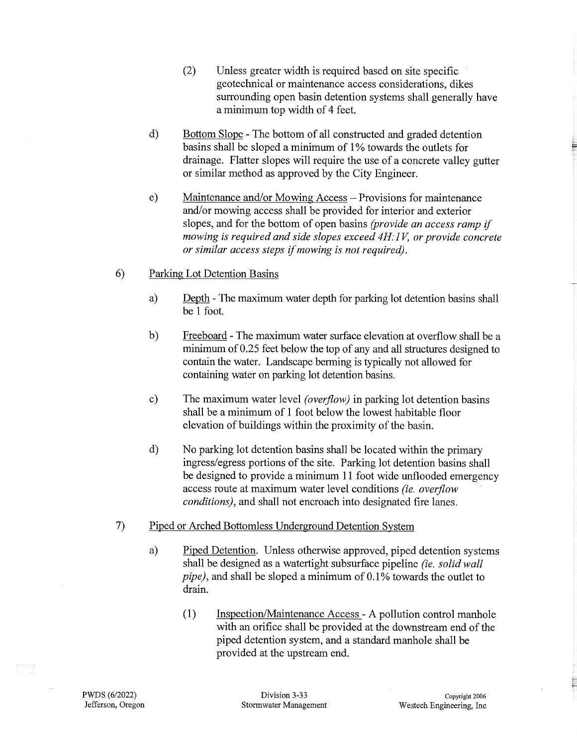(2) Unless greater width is required based on site specific geotechnical or maintenance access considerations, dikes surrounding open basin detention systems shall generally have a minimum top width of 4 feet.

d) Bottom Slope - The bottom of all constructed and graded detention basins shall be sloped a minimum of 1% towards the outlets for drainage. Flatter slopes will require the use of a concrete valley gutter or similar method as approved by the City Engineer.

e) Maintenance and/or Mowing Access – Provisions for maintenance and/or mowing access shall be provided for interior and exterior slopes, and for the bottom of open basins *(provide an access ramp if mowing is required and side slopes exceed 4H:1V, or provide concrete or similar access steps if mowing is not required)*.

6) Parking Lot Detention Basins

a) Depth - The maximum water depth for parking lot detention basins shall be 1 foot.

b) Freeboard - The maximum water surface elevation at overflow shall be a minimum of 0.25 feet below the top of any and all structures designed to contain the water. Landscape berming is typically not allowed for containing water on parking lot detention basins.

c) The maximum water level *(overflow)* in parking lot detention basins shall be a minimum of 1 foot below the lowest habitable floor elevation of buildings within the proximity of the basin.

d) No parking lot detention basins shall be located within the primary ingress/egress portions of the site. Parking lot detention basins shall be designed to provide a minimum 11 foot wide unflooded emergency access route at maximum water level conditions *(ie. overflow conditions)*, and shall not encroach into designated fire lanes.

7) Piped or Arched Bottomless Underground Detention System

a) Piped Detention. Unless otherwise approved, piped detention systems shall be designed as a watertight subsurface pipeline *(ie. solid wall pipe)*, and shall be sloped a minimum of 0.1% towards the outlet to drain.

(1) Inspection/Maintenance Access - A pollution control manhole with an orifice shall be provided at the downstream end of the piped detention system, and a standard manhole shall be provided at the upstream end.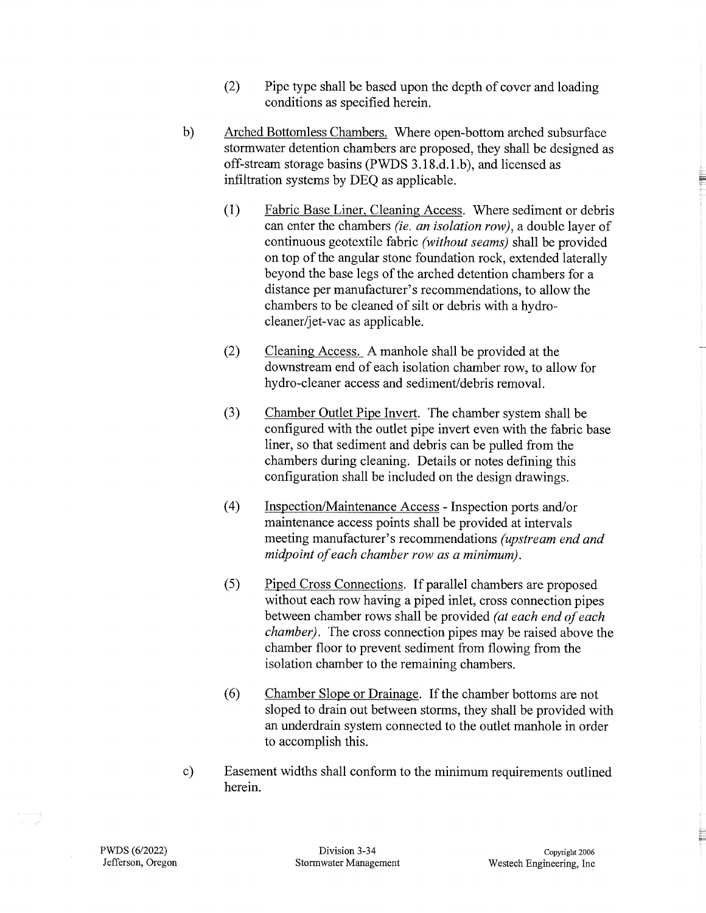(2) Pipe type shall be based upon the depth of cover and loading conditions as specified herein.

b) Arched Bottomless Chambers. Where open-bottom arched subsurface stormwater detention chambers are proposed, they shall be designed as off-stream storage basins (PWDS 3.18.d.1.b), and licensed as infiltration systems by DEQ as applicable.

(1) Fabric Base Liner, Cleaning Access. Where sediment or debris can enter the chambers *(ie. an isolation row)*, a double layer of continuous geotextile fabric *(without seams)* shall be provided on top of the angular stone foundation rock, extended laterally beyond the base legs of the arched detention chambers for a distance per manufacturer's recommendations, to allow the chambers to be cleaned of silt or debris with a hydro-cleaner/jet-vac as applicable.

(2) Cleaning Access. A manhole shall be provided at the downstream end of each isolation chamber row, to allow for hydro-cleaner access and sediment/debris removal.

(3) Chamber Outlet Pipe Invert. The chamber system shall be configured with the outlet pipe invert even with the fabric base liner, so that sediment and debris can be pulled from the chambers during cleaning. Details or notes defining this configuration shall be included on the design drawings.

(4) Inspection/Maintenance Access - Inspection ports and/or maintenance access points shall be provided at intervals meeting manufacturer's recommendations *(upstream end and midpoint of each chamber row as a minimum)*.

(5) Piped Cross Connections. If parallel chambers are proposed without each row having a piped inlet, cross connection pipes between chamber rows shall be provided *(at each end of each chamber)*. The cross connection pipes may be raised above the chamber floor to prevent sediment from flowing from the isolation chamber to the remaining chambers.

(6) Chamber Slope or Drainage. If the chamber bottoms are not sloped to drain out between storms, they shall be provided with an underdrain system connected to the outlet manhole in order to accomplish this.

c) Easement widths shall conform to the minimum requirements outlined herein.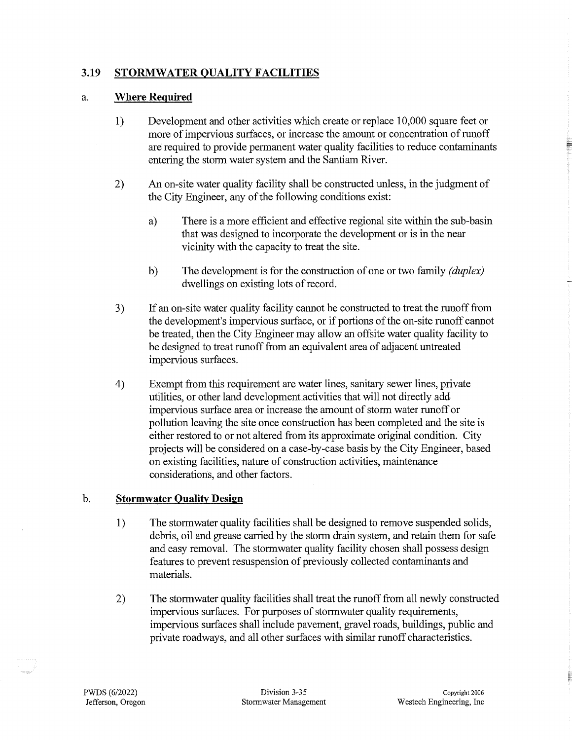## 3.19 STORMWATER QUALITY FACILITIES

### a. Where Required

1) Development and other activities which create or replace 10,000 square feet or more of impervious surfaces, or increase the amount or concentration of runoff are required to provide permanent water quality facilities to reduce contaminants entering the storm water system and the Santiam River.

2) An on-site water quality facility shall be constructed unless, in the judgment of the City Engineer, any of the following conditions exist:

   a) There is a more efficient and effective regional site within the sub-basin that was designed to incorporate the development or is in the near vicinity with the capacity to treat the site.

   b) The development is for the construction of one or two family *(duplex)* dwellings on existing lots of record.

3) If an on-site water quality facility cannot be constructed to treat the runoff from the development's impervious surface, or if portions of the on-site runoff cannot be treated, then the City Engineer may allow an offsite water quality facility to be designed to treat runoff from an equivalent area of adjacent untreated impervious surfaces.

4) Exempt from this requirement are water lines, sanitary sewer lines, private utilities, or other land development activities that will not directly add impervious surface area or increase the amount of storm water runoff or pollution leaving the site once construction has been completed and the site is either restored to or not altered from its approximate original condition. City projects will be considered on a case-by-case basis by the City Engineer, based on existing facilities, nature of construction activities, maintenance considerations, and other factors.

### b. Stormwater Quality Design

1) The stormwater quality facilities shall be designed to remove suspended solids, debris, oil and grease carried by the storm drain system, and retain them for safe and easy removal. The stormwater quality facility chosen shall possess design features to prevent resuspension of previously collected contaminants and materials.

2) The stormwater quality facilities shall treat the runoff from all newly constructed impervious surfaces. For purposes of stormwater quality requirements, impervious surfaces shall include pavement, gravel roads, buildings, public and private roadways, and all other surfaces with similar runoff characteristics.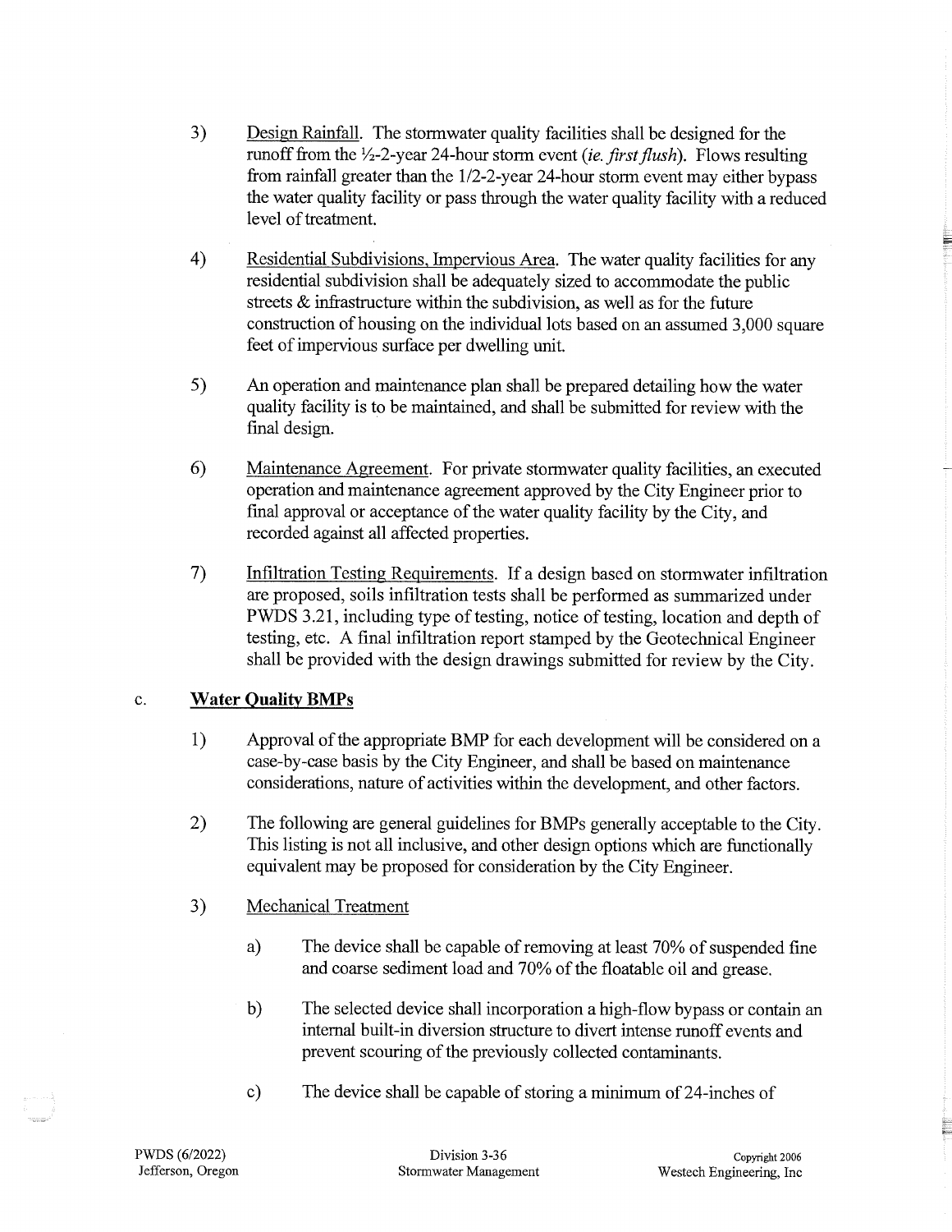3) Design Rainfall. The stormwater quality facilities shall be designed for the runoff from the ½-2-year 24-hour storm event (*ie. first flush*). Flows resulting from rainfall greater than the 1/2-2-year 24-hour storm event may either bypass the water quality facility or pass through the water quality facility with a reduced level of treatment.

4) Residential Subdivisions, Impervious Area. The water quality facilities for any residential subdivision shall be adequately sized to accommodate the public streets & infrastructure within the subdivision, as well as for the future construction of housing on the individual lots based on an assumed 3,000 square feet of impervious surface per dwelling unit.

5) An operation and maintenance plan shall be prepared detailing how the water quality facility is to be maintained, and shall be submitted for review with the final design.

6) Maintenance Agreement. For private stormwater quality facilities, an executed operation and maintenance agreement approved by the City Engineer prior to final approval or acceptance of the water quality facility by the City, and recorded against all affected properties.

7) Infiltration Testing Requirements. If a design based on stormwater infiltration are proposed, soils infiltration tests shall be performed as summarized under PWDS 3.21, including type of testing, notice of testing, location and depth of testing, etc. A final infiltration report stamped by the Geotechnical Engineer shall be provided with the design drawings submitted for review by the City.

c. **Water Quality BMPs**

1) Approval of the appropriate BMP for each development will be considered on a case-by-case basis by the City Engineer, and shall be based on maintenance considerations, nature of activities within the development, and other factors.

2) The following are general guidelines for BMPs generally acceptable to the City. This listing is not all inclusive, and other design options which are functionally equivalent may be proposed for consideration by the City Engineer.

3) Mechanical Treatment

   a) The device shall be capable of removing at least 70% of suspended fine and coarse sediment load and 70% of the floatable oil and grease.

   b) The selected device shall incorporation a high-flow bypass or contain an internal built-in diversion structure to divert intense runoff events and prevent scouring of the previously collected contaminants.

   c) The device shall be capable of storing a minimum of 24-inches of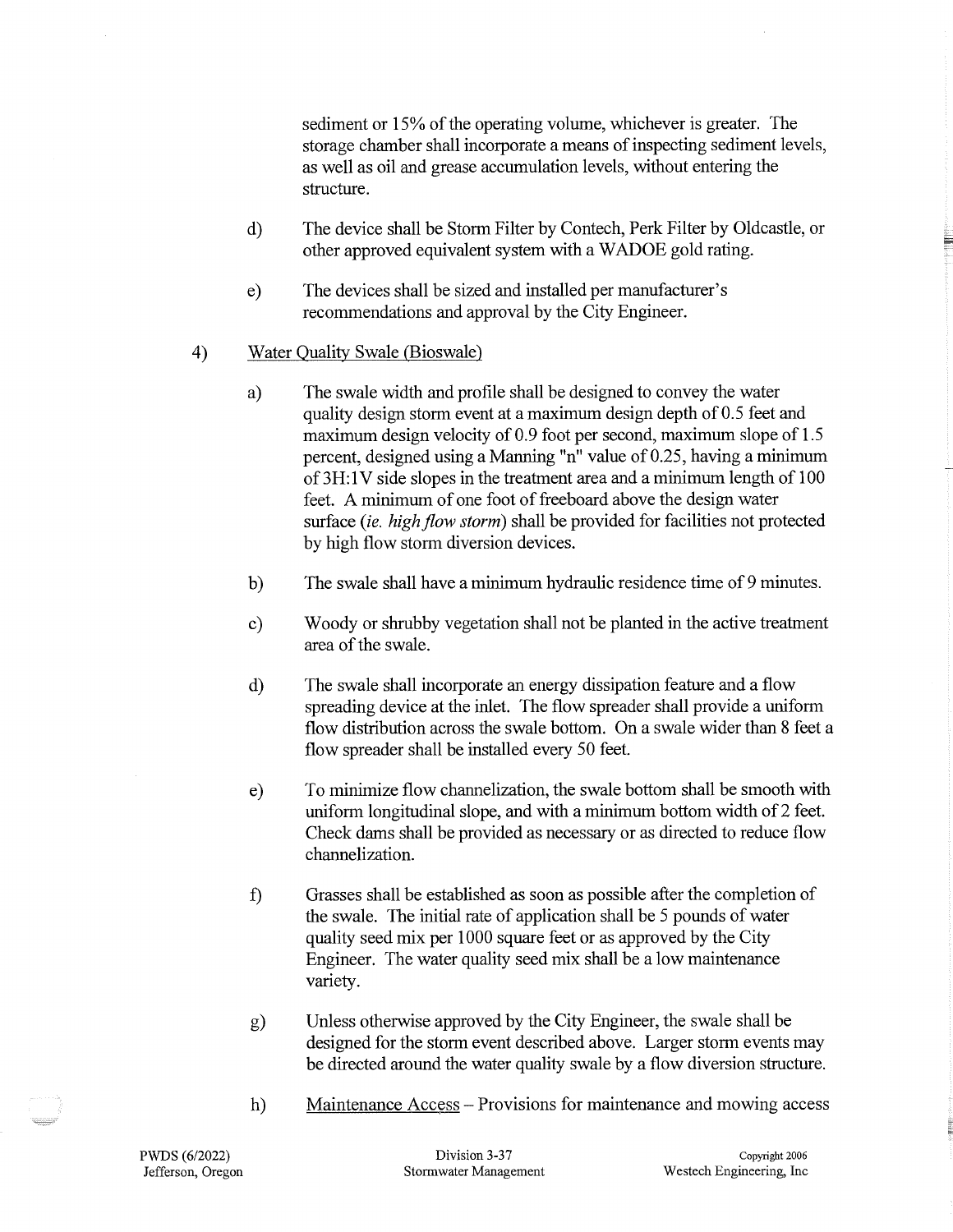sediment or 15% of the operating volume, whichever is greater. The storage chamber shall incorporate a means of inspecting sediment levels, as well as oil and grease accumulation levels, without entering the structure.

d) The device shall be Storm Filter by Contech, Perk Filter by Oldcastle, or other approved equivalent system with a WADOE gold rating.

e) The devices shall be sized and installed per manufacturer's recommendations and approval by the City Engineer.

4) <u>Water Quality Swale (Bioswale)</u>

a) The swale width and profile shall be designed to convey the water quality design storm event at a maximum design depth of 0.5 feet and maximum design velocity of 0.9 foot per second, maximum slope of 1.5 percent, designed using a Manning "n" value of 0.25, having a minimum of 3H:1V side slopes in the treatment area and a minimum length of 100 feet. A minimum of one foot of freeboard above the design water surface (*ie. high flow storm*) shall be provided for facilities not protected by high flow storm diversion devices.

b) The swale shall have a minimum hydraulic residence time of 9 minutes.

c) Woody or shrubby vegetation shall not be planted in the active treatment area of the swale.

d) The swale shall incorporate an energy dissipation feature and a flow spreading device at the inlet. The flow spreader shall provide a uniform flow distribution across the swale bottom. On a swale wider than 8 feet a flow spreader shall be installed every 50 feet.

e) To minimize flow channelization, the swale bottom shall be smooth with uniform longitudinal slope, and with a minimum bottom width of 2 feet. Check dams shall be provided as necessary or as directed to reduce flow channelization.

f) Grasses shall be established as soon as possible after the completion of the swale. The initial rate of application shall be 5 pounds of water quality seed mix per 1000 square feet or as approved by the City Engineer. The water quality seed mix shall be a low maintenance variety.

g) Unless otherwise approved by the City Engineer, the swale shall be designed for the storm event described above. Larger storm events may be directed around the water quality swale by a flow diversion structure.

h) <u>Maintenance Access</u> – Provisions for maintenance and mowing access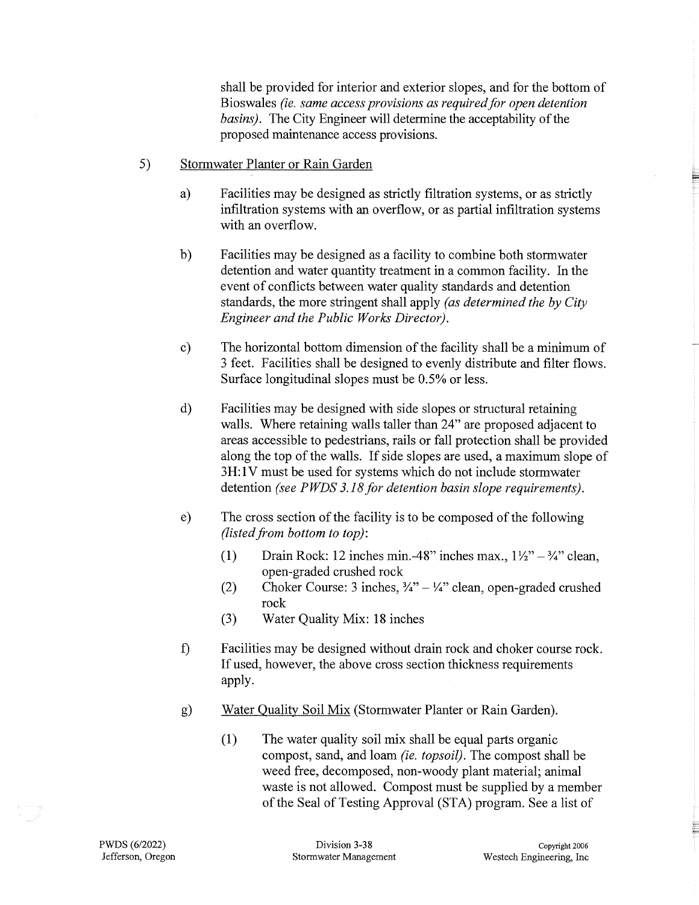shall be provided for interior and exterior slopes, and for the bottom of Bioswales *(ie. same access provisions as required for open detention basins)*. The City Engineer will determine the acceptability of the proposed maintenance access provisions.

5) Stormwater Planter or Rain Garden

   a) Facilities may be designed as strictly filtration systems, or as strictly infiltration systems with an overflow, or as partial infiltration systems with an overflow.

   b) Facilities may be designed as a facility to combine both stormwater detention and water quantity treatment in a common facility. In the event of conflicts between water quality standards and detention standards, the more stringent shall apply *(as determined the by City Engineer and the Public Works Director)*.

   c) The horizontal bottom dimension of the facility shall be a minimum of 3 feet. Facilities shall be designed to evenly distribute and filter flows. Surface longitudinal slopes must be 0.5% or less.

   d) Facilities may be designed with side slopes or structural retaining walls. Where retaining walls taller than 24" are proposed adjacent to areas accessible to pedestrians, rails or fall protection shall be provided along the top of the walls. If side slopes are used, a maximum slope of 3H:1V must be used for systems which do not include stormwater detention *(see PWDS 3.18 for detention basin slope requirements)*.

   e) The cross section of the facility is to be composed of the following *(listed from bottom to top)*:

      (1) Drain Rock: 12 inches min.-48" inches max., 1½" – ¾" clean, open-graded crushed rock
      (2) Choker Course: 3 inches, ¾" – ¼" clean, open-graded crushed rock
      (3) Water Quality Mix: 18 inches

   f) Facilities may be designed without drain rock and choker course rock. If used, however, the above cross section thickness requirements apply.

   g) Water Quality Soil Mix (Stormwater Planter or Rain Garden).

      (1) The water quality soil mix shall be equal parts organic compost, sand, and loam *(ie. topsoil)*. The compost shall be weed free, decomposed, non-woody plant material; animal waste is not allowed. Compost must be supplied by a member of the Seal of Testing Approval (STA) program. See a list of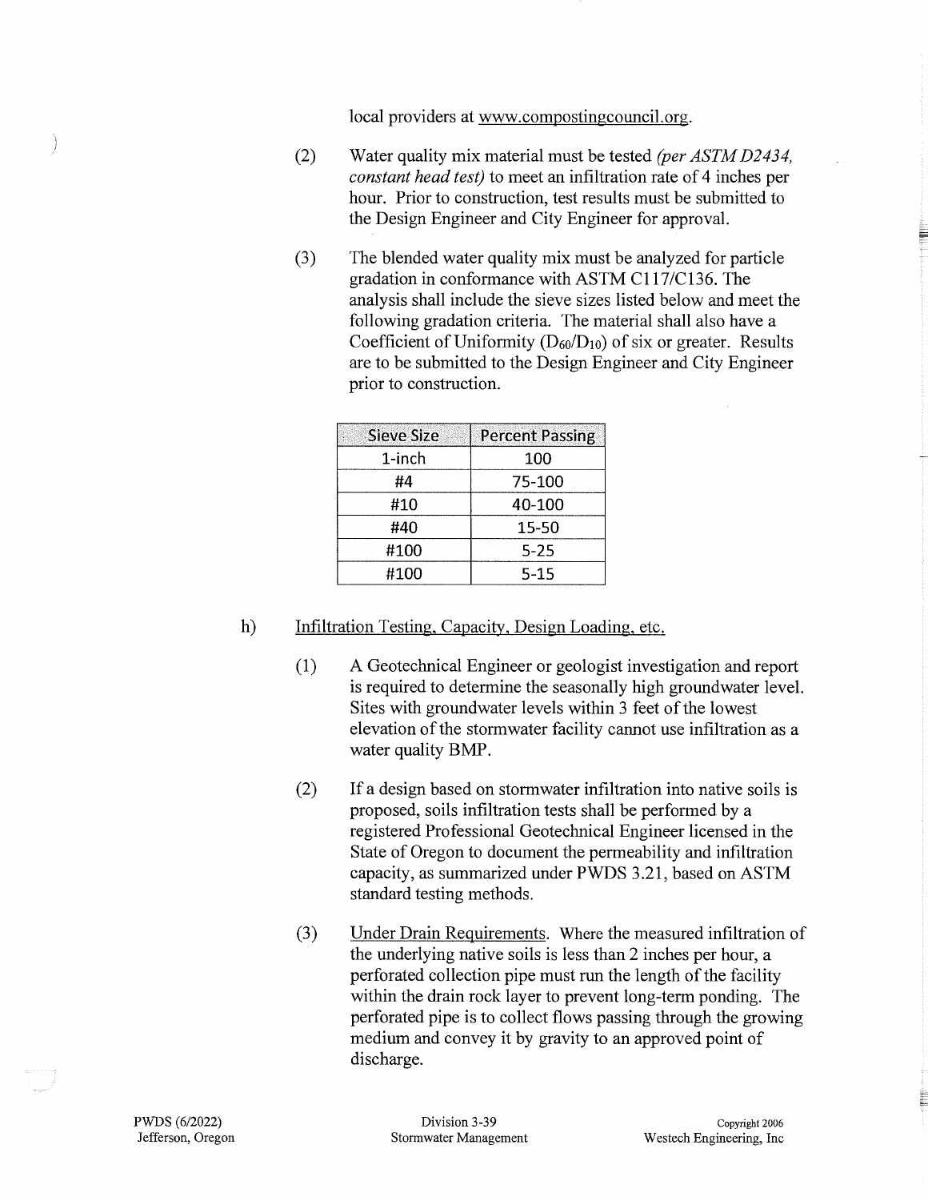local providers at www.compostingcouncil.org.

(2) Water quality mix material must be tested *(per ASTM D2434, constant head test)* to meet an infiltration rate of 4 inches per hour. Prior to construction, test results must be submitted to the Design Engineer and City Engineer for approval.

(3) The blended water quality mix must be analyzed for particle gradation in conformance with ASTM C117/C136. The analysis shall include the sieve sizes listed below and meet the following gradation criteria. The material shall also have a Coefficient of Uniformity ($D_{60}/D_{10}$) of six or greater. Results are to be submitted to the Design Engineer and City Engineer prior to construction.

| Sieve Size | Percent Passing |
|---|---|
| 1-inch | 100 |
| #4 | 75-100 |
| #10 | 40-100 |
| #40 | 15-50 |
| #100 | 5-25 |
| #100 | 5-15 |

h) Infiltration Testing, Capacity, Design Loading, etc.

(1) A Geotechnical Engineer or geologist investigation and report is required to determine the seasonally high groundwater level. Sites with groundwater levels within 3 feet of the lowest elevation of the stormwater facility cannot use infiltration as a water quality BMP.

(2) If a design based on stormwater infiltration into native soils is proposed, soils infiltration tests shall be performed by a registered Professional Geotechnical Engineer licensed in the State of Oregon to document the permeability and infiltration capacity, as summarized under PWDS 3.21, based on ASTM standard testing methods.

(3) Under Drain Requirements. Where the measured infiltration of the underlying native soils is less than 2 inches per hour, a perforated collection pipe must run the length of the facility within the drain rock layer to prevent long-term ponding. The perforated pipe is to collect flows passing through the growing medium and convey it by gravity to an approved point of discharge.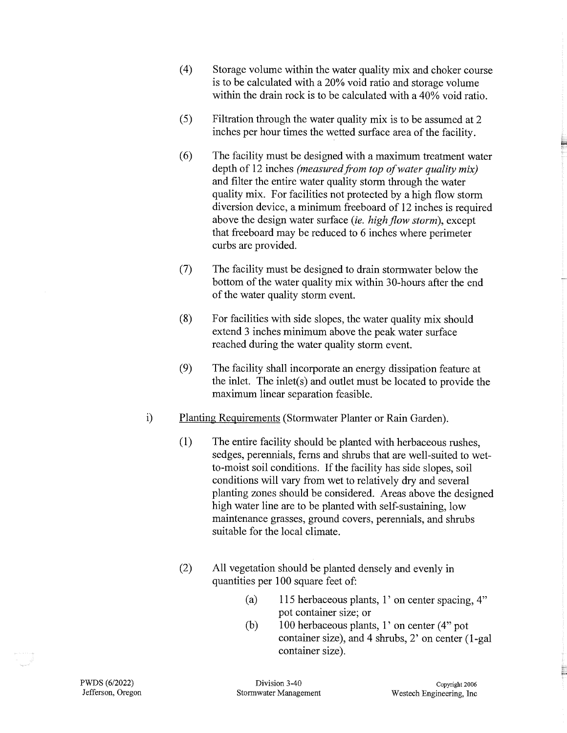(4) Storage volume within the water quality mix and choker course is to be calculated with a 20% void ratio and storage volume within the drain rock is to be calculated with a 40% void ratio.

(5) Filtration through the water quality mix is to be assumed at 2 inches per hour times the wetted surface area of the facility.

(6) The facility must be designed with a maximum treatment water depth of 12 inches *(measured from top of water quality mix)* and filter the entire water quality storm through the water quality mix. For facilities not protected by a high flow storm diversion device, a minimum freeboard of 12 inches is required above the design water surface *(ie. high flow storm)*, except that freeboard may be reduced to 6 inches where perimeter curbs are provided.

(7) The facility must be designed to drain stormwater below the bottom of the water quality mix within 30-hours after the end of the water quality storm event.

(8) For facilities with side slopes, the water quality mix should extend 3 inches minimum above the peak water surface reached during the water quality storm event.

(9) The facility shall incorporate an energy dissipation feature at the inlet. The inlet(s) and outlet must be located to provide the maximum linear separation feasible.

i) Planting Requirements (Stormwater Planter or Rain Garden).

(1) The entire facility should be planted with herbaceous rushes, sedges, perennials, ferns and shrubs that are well-suited to wet-to-moist soil conditions. If the facility has side slopes, soil conditions will vary from wet to relatively dry and several planting zones should be considered. Areas above the designed high water line are to be planted with self-sustaining, low maintenance grasses, ground covers, perennials, and shrubs suitable for the local climate.

(2) All vegetation should be planted densely and evenly in quantities per 100 square feet of:

(a) 115 herbaceous plants, 1' on center spacing, 4" pot container size; or

(b) 100 herbaceous plants, 1' on center (4" pot container size), and 4 shrubs, 2' on center (1-gal container size).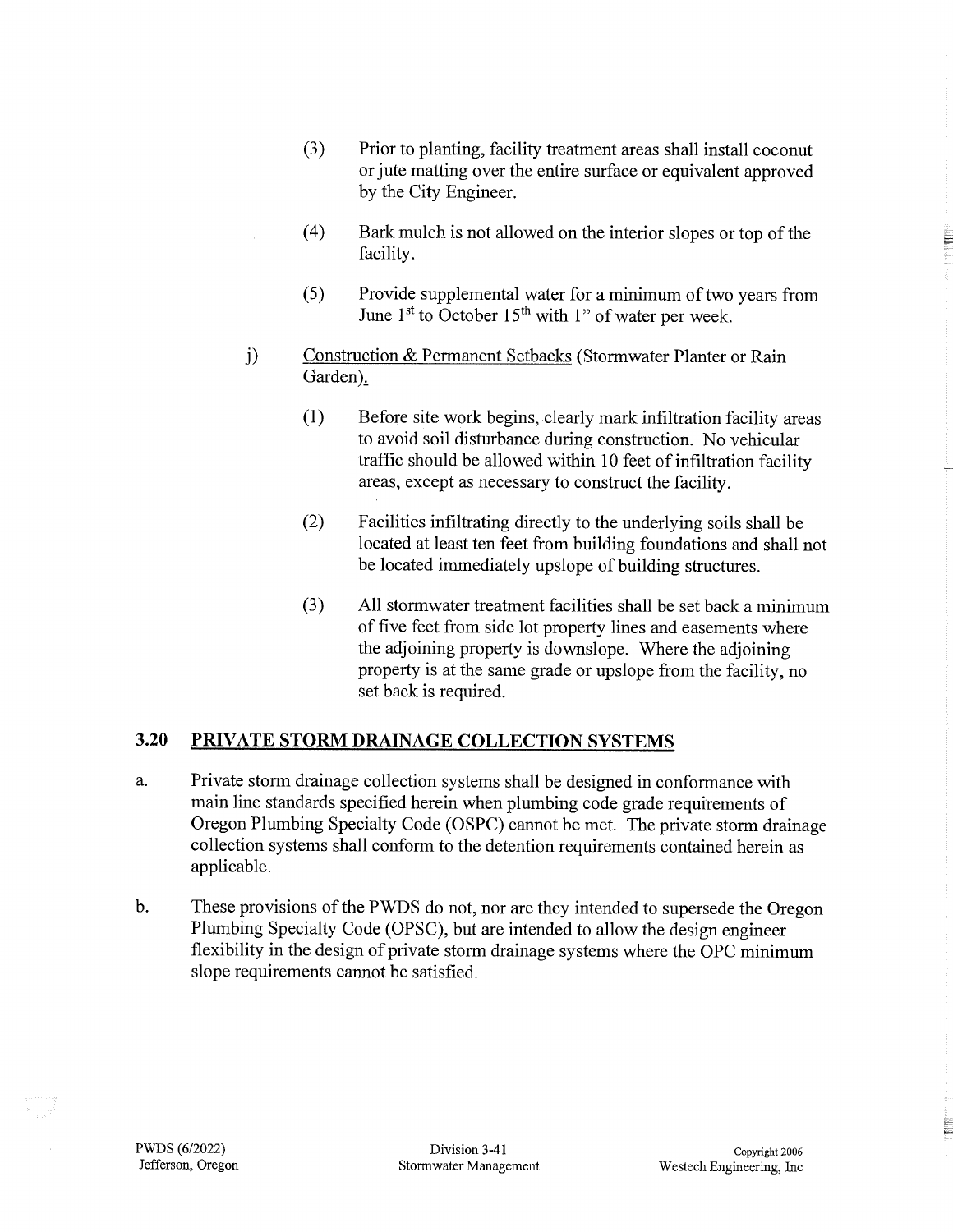(3) Prior to planting, facility treatment areas shall install coconut or jute matting over the entire surface or equivalent approved by the City Engineer.

(4) Bark mulch is not allowed on the interior slopes or top of the facility.

(5) Provide supplemental water for a minimum of two years from June 1st to October 15th with 1" of water per week.

j) Construction & Permanent Setbacks (Stormwater Planter or Rain Garden).

(1) Before site work begins, clearly mark infiltration facility areas to avoid soil disturbance during construction. No vehicular traffic should be allowed within 10 feet of infiltration facility areas, except as necessary to construct the facility.

(2) Facilities infiltrating directly to the underlying soils shall be located at least ten feet from building foundations and shall not be located immediately upslope of building structures.

(3) All stormwater treatment facilities shall be set back a minimum of five feet from side lot property lines and easements where the adjoining property is downslope. Where the adjoining property is at the same grade or upslope from the facility, no set back is required.

## 3.20 PRIVATE STORM DRAINAGE COLLECTION SYSTEMS

a. Private storm drainage collection systems shall be designed in conformance with main line standards specified herein when plumbing code grade requirements of Oregon Plumbing Specialty Code (OSPC) cannot be met. The private storm drainage collection systems shall conform to the detention requirements contained herein as applicable.

b. These provisions of the PWDS do not, nor are they intended to supersede the Oregon Plumbing Specialty Code (OPSC), but are intended to allow the design engineer flexibility in the design of private storm drainage systems where the OPC minimum slope requirements cannot be satisfied.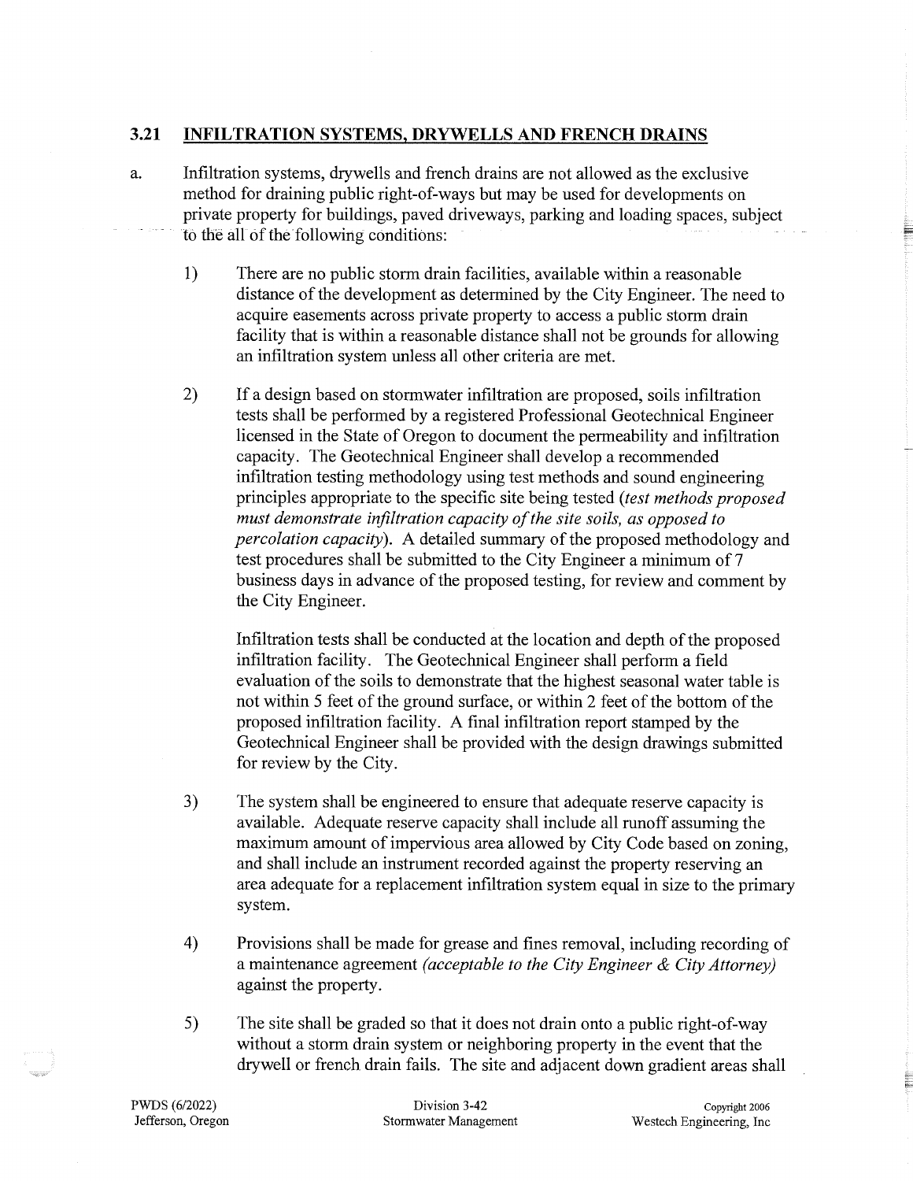## 3.21 INFILTRATION SYSTEMS, DRYWELLS AND FRENCH DRAINS

a. Infiltration systems, drywells and french drains are not allowed as the exclusive method for draining public right-of-ways but may be used for developments on private property for buildings, paved driveways, parking and loading spaces, subject to the all of the following conditions:

1) There are no public storm drain facilities, available within a reasonable distance of the development as determined by the City Engineer. The need to acquire easements across private property to access a public storm drain facility that is within a reasonable distance shall not be grounds for allowing an infiltration system unless all other criteria are met.

2) If a design based on stormwater infiltration are proposed, soils infiltration tests shall be performed by a registered Professional Geotechnical Engineer licensed in the State of Oregon to document the permeability and infiltration capacity. The Geotechnical Engineer shall develop a recommended infiltration testing methodology using test methods and sound engineering principles appropriate to the specific site being tested (*test methods proposed must demonstrate infiltration capacity of the site soils, as opposed to percolation capacity*). A detailed summary of the proposed methodology and test procedures shall be submitted to the City Engineer a minimum of 7 business days in advance of the proposed testing, for review and comment by the City Engineer.

   Infiltration tests shall be conducted at the location and depth of the proposed infiltration facility. The Geotechnical Engineer shall perform a field evaluation of the soils to demonstrate that the highest seasonal water table is not within 5 feet of the ground surface, or within 2 feet of the bottom of the proposed infiltration facility. A final infiltration report stamped by the Geotechnical Engineer shall be provided with the design drawings submitted for review by the City.

3) The system shall be engineered to ensure that adequate reserve capacity is available. Adequate reserve capacity shall include all runoff assuming the maximum amount of impervious area allowed by City Code based on zoning, and shall include an instrument recorded against the property reserving an area adequate for a replacement infiltration system equal in size to the primary system.

4) Provisions shall be made for grease and fines removal, including recording of a maintenance agreement *(acceptable to the City Engineer & City Attorney)* against the property.

5) The site shall be graded so that it does not drain onto a public right-of-way without a storm drain system or neighboring property in the event that the drywell or french drain fails. The site and adjacent down gradient areas shall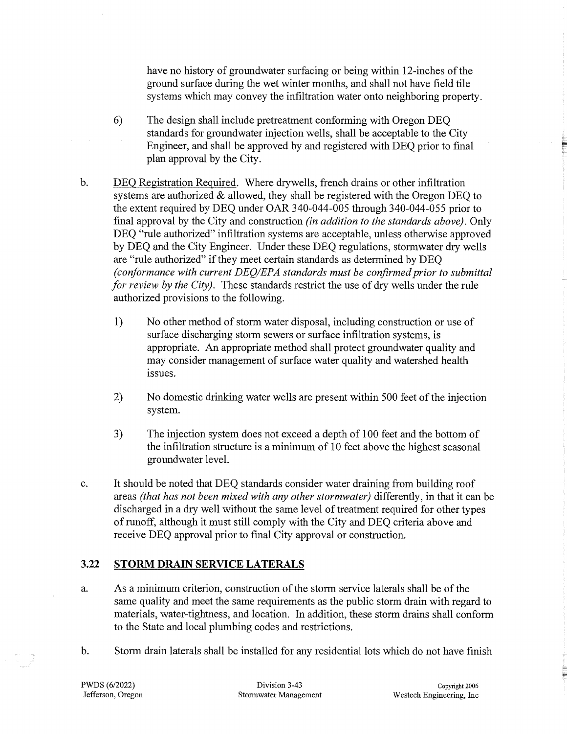have no history of groundwater surfacing or being within 12-inches of the ground surface during the wet winter months, and shall not have field tile systems which may convey the infiltration water onto neighboring property.

6) The design shall include pretreatment conforming with Oregon DEQ standards for groundwater injection wells, shall be acceptable to the City Engineer, and shall be approved by and registered with DEQ prior to final plan approval by the City.

b. <u>DEQ Registration Required</u>. Where drywells, french drains or other infiltration systems are authorized & allowed, they shall be registered with the Oregon DEQ to the extent required by DEQ under OAR 340-044-005 through 340-044-055 prior to final approval by the City and construction *(in addition to the standards above)*. Only DEQ "rule authorized" infiltration systems are acceptable, unless otherwise approved by DEQ and the City Engineer. Under these DEQ regulations, stormwater dry wells are "rule authorized" if they meet certain standards as determined by DEQ *(conformance with current DEQ/EPA standards must be confirmed prior to submittal for review by the City)*. These standards restrict the use of dry wells under the rule authorized provisions to the following.

   1) No other method of storm water disposal, including construction or use of surface discharging storm sewers or surface infiltration systems, is appropriate. An appropriate method shall protect groundwater quality and may consider management of surface water quality and watershed health issues.

   2) No domestic drinking water wells are present within 500 feet of the injection system.

   3) The injection system does not exceed a depth of 100 feet and the bottom of the infiltration structure is a minimum of 10 feet above the highest seasonal groundwater level.

c. It should be noted that DEQ standards consider water draining from building roof areas *(that has not been mixed with any other stormwater)* differently, in that it can be discharged in a dry well without the same level of treatment required for other types of runoff, although it must still comply with the City and DEQ criteria above and receive DEQ approval prior to final City approval or construction.

## 3.22 STORM DRAIN SERVICE LATERALS

a. As a minimum criterion, construction of the storm service laterals shall be of the same quality and meet the same requirements as the public storm drain with regard to materials, water-tightness, and location. In addition, these storm drains shall conform to the State and local plumbing codes and restrictions.

b. Storm drain laterals shall be installed for any residential lots which do not have finish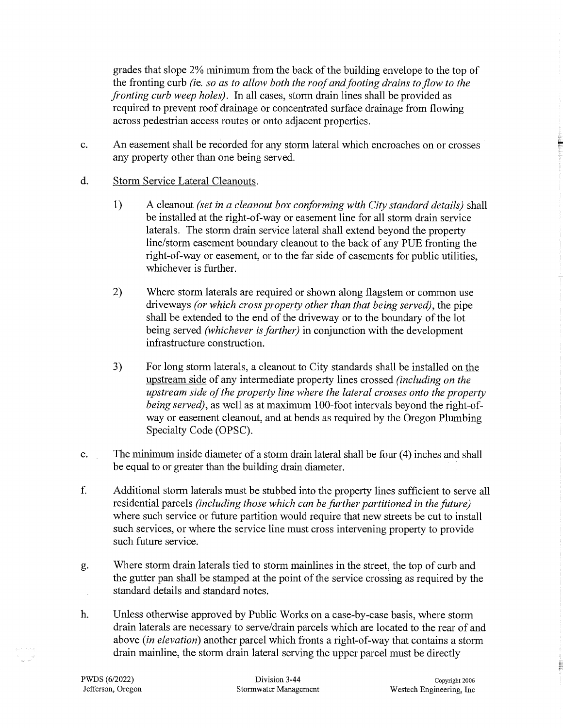grades that slope 2% minimum from the back of the building envelope to the top of the fronting curb *(ie. so as to allow both the roof and footing drains to flow to the fronting curb weep holes)*. In all cases, storm drain lines shall be provided as required to prevent roof drainage or concentrated surface drainage from flowing across pedestrian access routes or onto adjacent properties.

c. An easement shall be recorded for any storm lateral which encroaches on or crosses any property other than one being served.

d. Storm Service Lateral Cleanouts.

   1) A cleanout *(set in a cleanout box conforming with City standard details)* shall be installed at the right-of-way or easement line for all storm drain service laterals. The storm drain service lateral shall extend beyond the property line/storm easement boundary cleanout to the back of any PUE fronting the right-of-way or easement, or to the far side of easements for public utilities, whichever is further.

   2) Where storm laterals are required or shown along flagstem or common use driveways *(or which cross property other than that being served)*, the pipe shall be extended to the end of the driveway or to the boundary of the lot being served *(whichever is farther)* in conjunction with the development infrastructure construction.

   3) For long storm laterals, a cleanout to City standards shall be installed on the upstream side of any intermediate property lines crossed *(including on the upstream side of the property line where the lateral crosses onto the property being served)*, as well as at maximum 100-foot intervals beyond the right-of-way or easement cleanout, and at bends as required by the Oregon Plumbing Specialty Code (OPSC).

e. The minimum inside diameter of a storm drain lateral shall be four (4) inches and shall be equal to or greater than the building drain diameter.

f. Additional storm laterals must be stubbed into the property lines sufficient to serve all residential parcels *(including those which can be further partitioned in the future)* where such service or future partition would require that new streets be cut to install such services, or where the service line must cross intervening property to provide such future service.

g. Where storm drain laterals tied to storm mainlines in the street, the top of curb and the gutter pan shall be stamped at the point of the service crossing as required by the standard details and standard notes.

h. Unless otherwise approved by Public Works on a case-by-case basis, where storm drain laterals are necessary to serve/drain parcels which are located to the rear of and above *(in elevation)* another parcel which fronts a right-of-way that contains a storm drain mainline, the storm drain lateral serving the upper parcel must be directly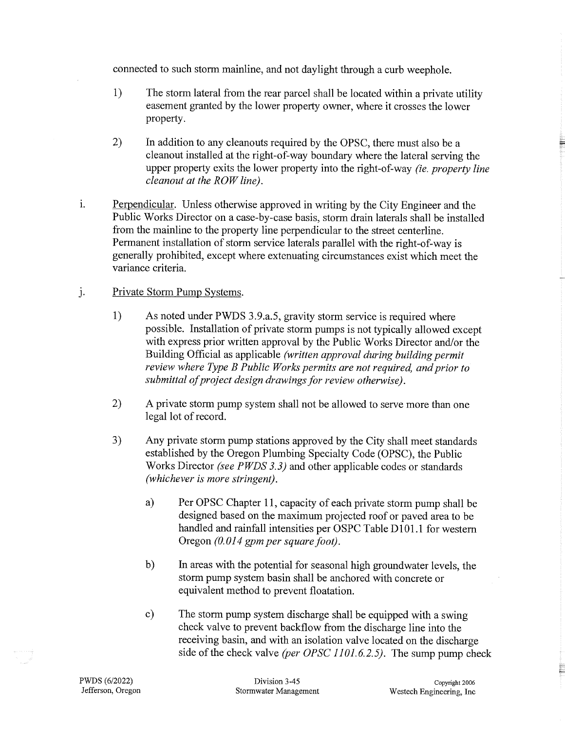connected to such storm mainline, and not daylight through a curb weephole.

1) The storm lateral from the rear parcel shall be located within a private utility easement granted by the lower property owner, where it crosses the lower property.

2) In addition to any cleanouts required by the OPSC, there must also be a cleanout installed at the right-of-way boundary where the lateral serving the upper property exits the lower property into the right-of-way *(ie. property line cleanout at the ROW line)*.

i. Perpendicular. Unless otherwise approved in writing by the City Engineer and the Public Works Director on a case-by-case basis, storm drain laterals shall be installed from the mainline to the property line perpendicular to the street centerline. Permanent installation of storm service laterals parallel with the right-of-way is generally prohibited, except where extenuating circumstances exist which meet the variance criteria.

j. Private Storm Pump Systems.

1) As noted under PWDS 3.9.a.5, gravity storm service is required where possible. Installation of private storm pumps is not typically allowed except with express prior written approval by the Public Works Director and/or the Building Official as applicable *(written approval during building permit review where Type B Public Works permits are not required, and prior to submittal of project design drawings for review otherwise)*.

2) A private storm pump system shall not be allowed to serve more than one legal lot of record.

3) Any private storm pump stations approved by the City shall meet standards established by the Oregon Plumbing Specialty Code (OPSC), the Public Works Director *(see PWDS 3.3)* and other applicable codes or standards *(whichever is more stringent)*.

   a) Per OPSC Chapter 11, capacity of each private storm pump shall be designed based on the maximum projected roof or paved area to be handled and rainfall intensities per OSPC Table D101.1 for western Oregon *(0.014 gpm per square foot)*.

   b) In areas with the potential for seasonal high groundwater levels, the storm pump system basin shall be anchored with concrete or equivalent method to prevent floatation.

   c) The storm pump system discharge shall be equipped with a swing check valve to prevent backflow from the discharge line into the receiving basin, and with an isolation valve located on the discharge side of the check valve *(per OPSC 1101.6.2.5)*. The sump pump check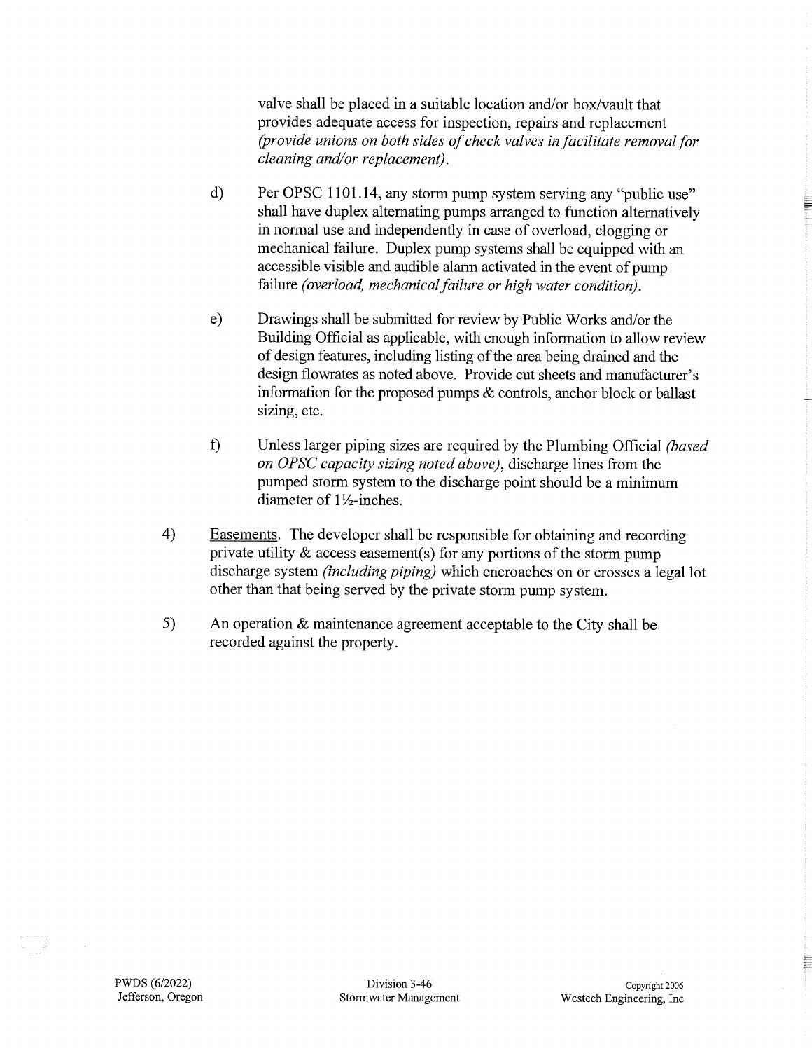valve shall be placed in a suitable location and/or box/vault that provides adequate access for inspection, repairs and replacement *(provide unions on both sides of check valves in facilitate removal for cleaning and/or replacement)*.

d) Per OPSC 1101.14, any storm pump system serving any "public use" shall have duplex alternating pumps arranged to function alternatively in normal use and independently in case of overload, clogging or mechanical failure. Duplex pump systems shall be equipped with an accessible visible and audible alarm activated in the event of pump failure *(overload, mechanical failure or high water condition)*.

e) Drawings shall be submitted for review by Public Works and/or the Building Official as applicable, with enough information to allow review of design features, including listing of the area being drained and the design flowrates as noted above. Provide cut sheets and manufacturer's information for the proposed pumps & controls, anchor block or ballast sizing, etc.

f) Unless larger piping sizes are required by the Plumbing Official *(based on OPSC capacity sizing noted above)*, discharge lines from the pumped storm system to the discharge point should be a minimum diameter of 1½-inches.

4) Easements. The developer shall be responsible for obtaining and recording private utility & access easement(s) for any portions of the storm pump discharge system *(including piping)* which encroaches on or crosses a legal lot other than that being served by the private storm pump system.

5) An operation & maintenance agreement acceptable to the City shall be recorded against the property.